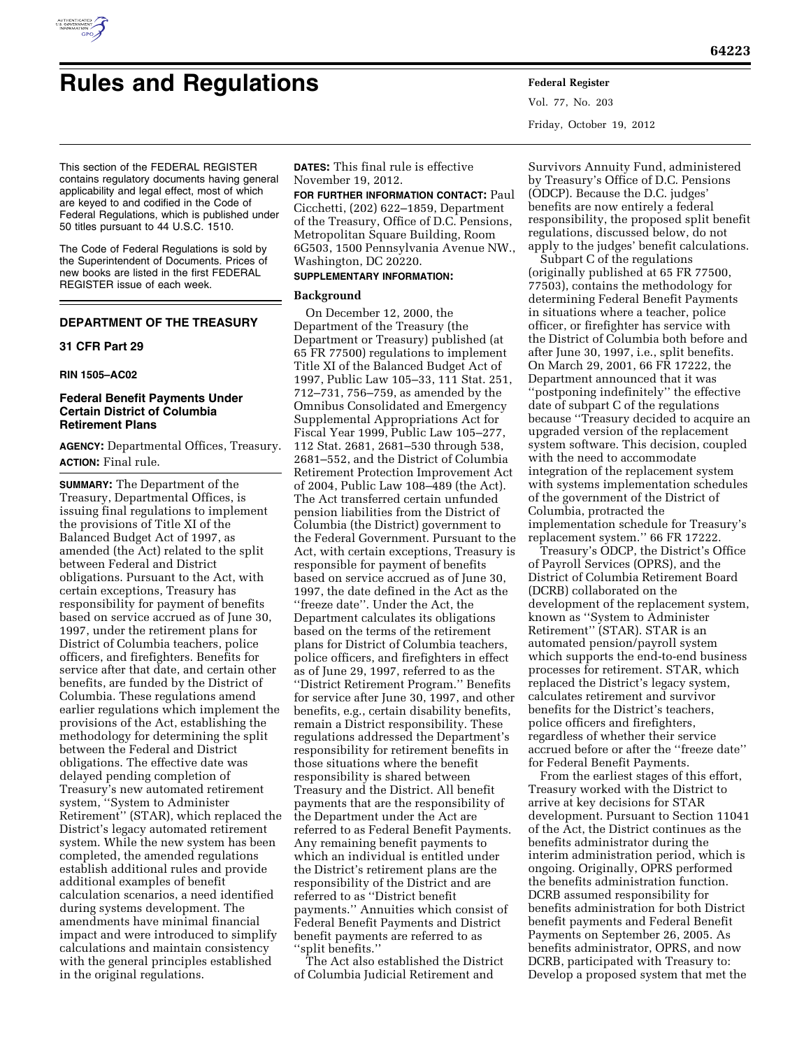# Rules and Regulations

This section of the FEDERAL REGISTER contains regulatory documents having general applicability and legal effect, most of which are keyed to and codified in the Code of Federal Regulations, which is published under 50 titles pursuant to 44 U.S.C. 1510.

The Code of Federal Regulations is sold by the Superintendent of Documents. Prices of new books are listed in the first FEDERAL REGISTER issue of each week.

## DEPARTMENT OF THE TREASURY

### 31 CFR Part 29

**RIN 1505–AC02**

### Federal Benefit Payments Under Certain District of Columbia Retirement Plans

**AGENCY:** Departmental Offices, Treasury.

**ACTION:** Final rule.

**SUMMARY:** The Department of the Treasury, Departmental Offices, is issuing final regulations to implement the provisions of Title XI of the Balanced Budget Act of 1997, as amended (the Act) related to the split between Federal and District obligations. Pursuant to the Act, with certain exceptions, Treasury has responsibility for payment of benefits based on service accrued as of June 30, 1997, under the retirement plans for District of Columbia teachers, police officers, and firefighters. Benefits for service after that date, and certain other benefits, are funded by the District of Columbia. These regulations amend earlier regulations which implement the provisions of the Act, establishing the methodology for determining the split between the Federal and District obligations. The effective date was delayed pending completion of Treasury's new automated retirement system, ''System to Administer Retirement'' (STAR), which replaced the District's legacy automated retirement system. While the new system has been completed, the amended regulations establish additional rules and provide additional examples of benefit calculation scenarios, a need identified during systems development. The amendments have minimal financial impact and were introduced to simplify calculations and maintain consistency with the general principles established in the original regulations.

**DATES:** This final rule is effective November 19, 2012.

**FOR FURTHER INFORMATION CONTACT:** Paul Cicchetti, (202) 622–1859, Department of the Treasury, Office of D.C. Pensions, Metropolitan Square Building, Room 6G503, 1500 Pennsylvania Avenue NW., Washington, DC 20220.

**SUPPLEMENTARY INFORMATION:**

**Background**

On December 12, 2000, the Department of the Treasury (the Department or Treasury) published (at 65 FR 77500) regulations to implement Title XI of the Balanced Budget Act of 1997, Public Law 105–33, 111 Stat. 251, 712–731, 756–759, as amended by the Omnibus Consolidated and Emergency Supplemental Appropriations Act for Fiscal Year 1999, Public Law 105–277, 112 Stat. 2681, 2681–530 through 538, 2681–552, and the District of Columbia Retirement Protection Improvement Act of 2004, Public Law 108–489 (the Act). The Act transferred certain unfunded pension liabilities from the District of Columbia (the District) government to the Federal Government. Pursuant to the Act, with certain exceptions, Treasury is responsible for payment of benefits based on service accrued as of June 30, 1997, the date defined in the Act as the ''freeze date''. Under the Act, the Department calculates its obligations based on the terms of the retirement plans for District of Columbia teachers, police officers, and firefighters in effect as of June 29, 1997, referred to as the ''District Retirement Program.'' Benefits for service after June 30, 1997, and other benefits, e.g., certain disability benefits, remain a District responsibility. These regulations addressed the Department's responsibility for retirement benefits in those situations where the benefit responsibility is shared between Treasury and the District. All benefit payments that are the responsibility of the Department under the Act are referred to as Federal Benefit Payments. Any remaining benefit payments to which an individual is entitled under the District's retirement plans are the responsibility of the District and are referred to as ''District benefit payments.'' Annuities which consist of Federal Benefit Payments and District benefit payments are referred to as ''split benefits.''

The Act also established the District of Columbia Judicial Retirement and Survivors Annuity Fund, administered by Treasury's Office of D.C. Pensions (ODCP). Because the D.C. judges' benefits are now entirely a federal responsibility, the proposed split benefit regulations, discussed below, do not apply to the judges' benefit calculations.

Subpart C of the regulations (originally published at 65 FR 77500, 77503), contains the methodology for determining Federal Benefit Payments in situations where a teacher, police officer, or firefighter has service with the District of Columbia both before and after June 30, 1997, i.e., split benefits. On March 29, 2001, 66 FR 17222, the Department announced that it was ''postponing indefinitely'' the effective date of subpart C of the regulations because ''Treasury decided to acquire an upgraded version of the replacement system software. This decision, coupled with the need to accommodate integration of the replacement system with systems implementation schedules of the government of the District of Columbia, protracted the implementation schedule for Treasury's replacement system.'' 66 FR 17222.

Treasury's ODCP, the District's Office of Payroll Services (OPRS), and the District of Columbia Retirement Board (DCRB) collaborated on the development of the replacement system, known as ''System to Administer Retirement'' (STAR). STAR is an automated pension/payroll system which supports the end-to-end business processes for retirement. STAR, which replaced the District's legacy system, calculates retirement and survivor benefits for the District's teachers, police officers and firefighters, regardless of whether their service accrued before or after the ''freeze date'' for Federal Benefit Payments.

From the earliest stages of this effort, Treasury worked with the District to arrive at key decisions for STAR development. Pursuant to Section 11041 of the Act, the District continues as the benefits administrator during the interim administration period, which is ongoing. Originally, OPRS performed the benefits administration function. DCRB assumed responsibility for benefits administration for both District benefit payments and Federal Benefit Payments on September 26, 2005. As benefits administrator, OPRS, and now DCRB, participated with Treasury to: Develop a proposed system that met the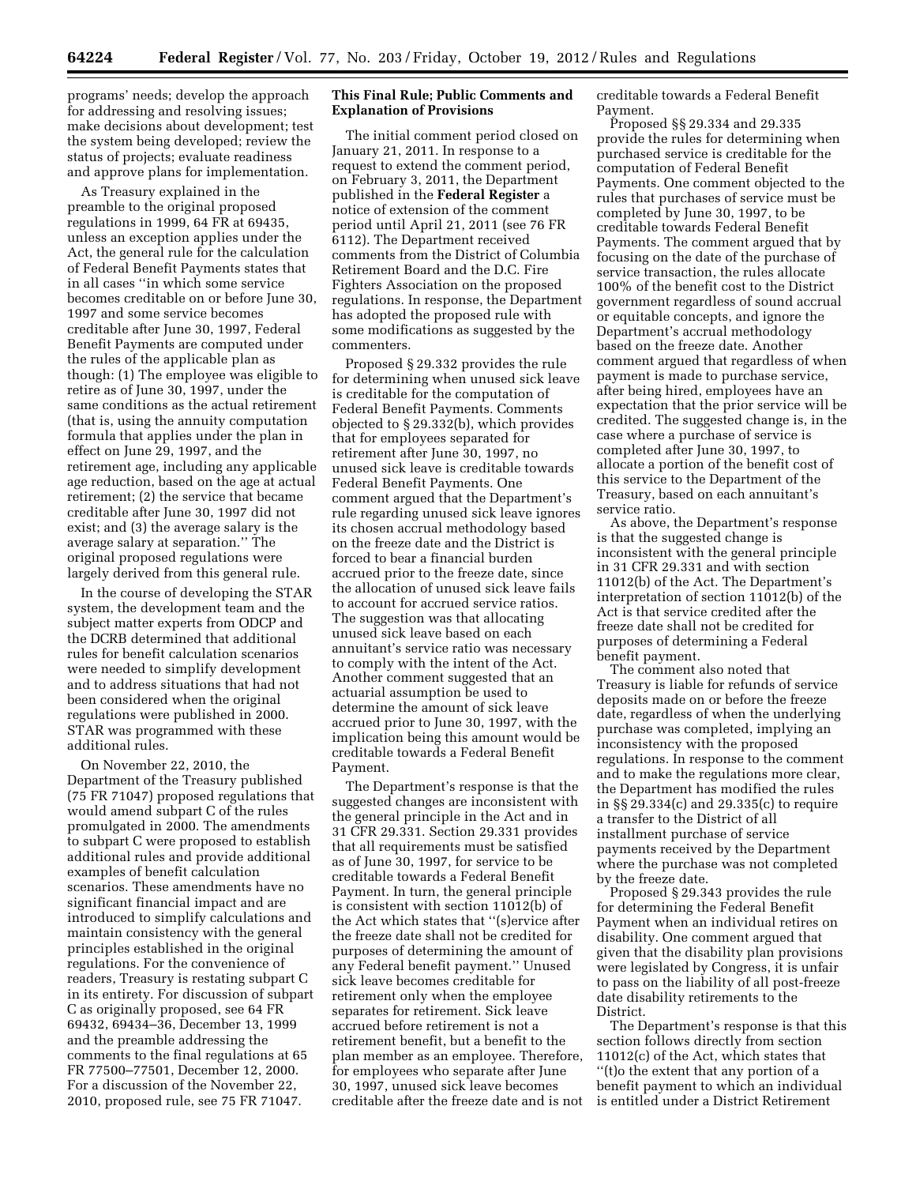programs' needs; develop the approach for addressing and resolving issues; make decisions about development; test the system being developed; review the status of projects; evaluate readiness and approve plans for implementation.

As Treasury explained in the preamble to the original proposed regulations in 1999, 64 FR at 69435, unless an exception applies under the Act, the general rule for the calculation of Federal Benefit Payments states that in all cases ''in which some service becomes creditable on or before June 30, 1997 and some service becomes creditable after June 30, 1997, Federal Benefit Payments are computed under the rules of the applicable plan as though: (1) The employee was eligible to retire as of June 30, 1997, under the same conditions as the actual retirement (that is, using the annuity computation formula that applies under the plan in effect on June 29, 1997, and the retirement age, including any applicable age reduction, based on the age at actual retirement; (2) the service that became creditable after June 30, 1997 did not exist; and (3) the average salary is the average salary at separation.'' The original proposed regulations were largely derived from this general rule.

In the course of developing the STAR system, the development team and the subject matter experts from ODCP and the DCRB determined that additional rules for benefit calculation scenarios were needed to simplify development and to address situations that had not been considered when the original regulations were published in 2000. STAR was programmed with these additional rules.

On November 22, 2010, the Department of the Treasury published (75 FR 71047) proposed regulations that would amend subpart C of the rules promulgated in 2000. The amendments to subpart C were proposed to establish additional rules and provide additional examples of benefit calculation scenarios. These amendments have no significant financial impact and are introduced to simplify calculations and maintain consistency with the general principles established in the original regulations. For the convenience of readers, Treasury is restating subpart C in its entirety. For discussion of subpart C as originally proposed, see 64 FR 69432, 69434–36, December 13, 1999 and the preamble addressing the comments to the final regulations at 65 FR 77500–77501, December 12, 2000. For a discussion of the November 22, 2010, proposed rule, see 75 FR 71047.

## This Final Rule; Public Comments and Explanation of Provisions

The initial comment period closed on January 21, 2011. In response to a request to extend the comment period, on February 3, 2011, the Department published in the **Federal Register** a notice of extension of the comment period until April 21, 2011 (see 76 FR 6112). The Department received comments from the District of Columbia Retirement Board and the D.C. Fire Fighters Association on the proposed regulations. In response, the Department has adopted the proposed rule with some modifications as suggested by the commenters.

Proposed § 29.332 provides the rule for determining when unused sick leave is creditable for the computation of Federal Benefit Payments. Comments objected to § 29.332(b), which provides that for employees separated for retirement after June 30, 1997, no unused sick leave is creditable towards Federal Benefit Payments. One comment argued that the Department's rule regarding unused sick leave ignores its chosen accrual methodology based on the freeze date and the District is forced to bear a financial burden accrued prior to the freeze date, since the allocation of unused sick leave fails to account for accrued service ratios. The suggestion was that allocating unused sick leave based on each annuitant's service ratio was necessary to comply with the intent of the Act. Another comment suggested that an actuarial assumption be used to determine the amount of sick leave accrued prior to June 30, 1997, with the implication being this amount would be creditable towards a Federal Benefit Payment.

The Department's response is that the suggested changes are inconsistent with the general principle in the Act and in 31 CFR 29.331. Section 29.331 provides that all requirements must be satisfied as of June 30, 1997, for service to be creditable towards a Federal Benefit Payment. In turn, the general principle is consistent with section 11012(b) of the Act which states that ''(s)ervice after the freeze date shall not be credited for purposes of determining the amount of any Federal benefit payment.'' Unused sick leave becomes creditable for retirement only when the employee separates for retirement. Sick leave accrued before retirement is not a retirement benefit, but a benefit to the plan member as an employee. Therefore, for employees who separate after June 30, 1997, unused sick leave becomes creditable after the freeze date and is not creditable towards a Federal Benefit Payment.

Proposed §§ 29.334 and 29.335 provide the rules for determining when purchased service is creditable for the computation of Federal Benefit Payments. One comment objected to the rules that purchases of service must be completed by June 30, 1997, to be creditable towards Federal Benefit Payments. The comment argued that by focusing on the date of the purchase of service transaction, the rules allocate 100% of the benefit cost to the District government regardless of sound accrual or equitable concepts, and ignore the Department's accrual methodology based on the freeze date. Another comment argued that regardless of when payment is made to purchase service, after being hired, employees have an expectation that the prior service will be credited. The suggested change is, in the case where a purchase of service is completed after June 30, 1997, to allocate a portion of the benefit cost of this service to the Department of the Treasury, based on each annuitant's service ratio.

As above, the Department's response is that the suggested change is inconsistent with the general principle in 31 CFR 29.331 and with section 11012(b) of the Act. The Department's interpretation of section 11012(b) of the Act is that service credited after the freeze date shall not be credited for purposes of determining a Federal benefit payment.

The comment also noted that Treasury is liable for refunds of service deposits made on or before the freeze date, regardless of when the underlying purchase was completed, implying an inconsistency with the proposed regulations. In response to the comment and to make the regulations more clear, the Department has modified the rules in §§ 29.334(c) and 29.335(c) to require a transfer to the District of all installment purchase of service payments received by the Department where the purchase was not completed by the freeze date.

Proposed § 29.343 provides the rule for determining the Federal Benefit Payment when an individual retires on disability. One comment argued that given that the disability plan provisions were legislated by Congress, it is unfair to pass on the liability of all post-freeze date disability retirements to the District.

The Department's response is that this section follows directly from section 11012(c) of the Act, which states that ''(t)o the extent that any portion of a benefit payment to which an individual is entitled under a District Retirement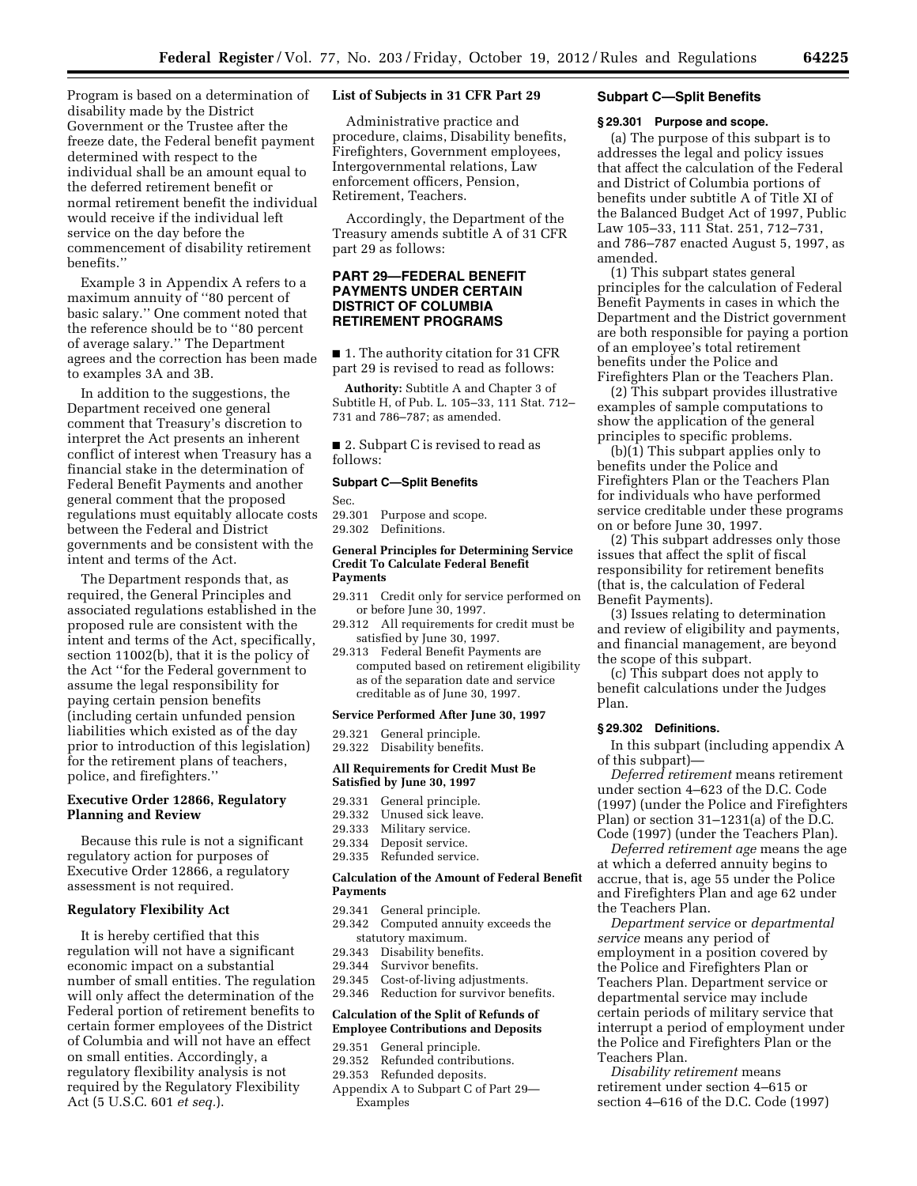Program is based on a determination of disability made by the District Government or the Trustee after the freeze date, the Federal benefit payment determined with respect to the individual shall be an amount equal to the deferred retirement benefit or normal retirement benefit the individual would receive if the individual left service on the day before the commencement of disability retirement benefits.''

Example 3 in Appendix A refers to a maximum annuity of ''80 percent of basic salary.'' One comment noted that the reference should be to ''80 percent of average salary.'' The Department agrees and the correction has been made to examples 3A and 3B.

In addition to the suggestions, the Department received one general comment that Treasury's discretion to interpret the Act presents an inherent conflict of interest when Treasury has a financial stake in the determination of Federal Benefit Payments and another general comment that the proposed regulations must equitably allocate costs between the Federal and District governments and be consistent with the intent and terms of the Act.

The Department responds that, as required, the General Principles and associated regulations established in the proposed rule are consistent with the intent and terms of the Act, specifically, section 11002(b), that it is the policy of the Act ''for the Federal government to assume the legal responsibility for paying certain pension benefits (including certain unfunded pension liabilities which existed as of the day prior to introduction of this legislation) for the retirement plans of teachers, police, and firefighters.''

### Executive Order 12866, Regulatory Planning and Review

Because this rule is not a significant regulatory action for purposes of Executive Order 12866, a regulatory assessment is not required.

### Regulatory Flexibility Act

It is hereby certified that this regulation will not have a significant economic impact on a substantial number of small entities. The regulation will only affect the determination of the Federal portion of retirement benefits to certain former employees of the District of Columbia and will not have an effect on small entities. Accordingly, a regulatory flexibility analysis is not required by the Regulatory Flexibility Act (5 U.S.C. 601 *et seq.*).

### List of Subjects in 31 CFR Part 29

Administrative practice and procedure, claims, Disability benefits, Firefighters, Government employees, Intergovernmental relations, Law enforcement officers, Pension, Retirement, Teachers.

Accordingly, the Department of the Treasury amends subtitle A of 31 CFR part 29 as follows:

## PART 29—FEDERAL BENEFIT PAYMENTS UNDER CERTAIN DISTRICT OF COLUMBIA RETIREMENT PROGRAMS

■ 1. The authority citation for 31 CFR part 29 is revised to read as follows:

**Authority:** Subtitle A and Chapter 3 of Subtitle H, of Pub. L. 105–33, 111 Stat. 712–731 and 786–787; as amended.

■ 2. Subpart C is revised to read as follows:

### Subpart C—Split Benefits

Sec.
29.301 Purpose and scope.
29.302 Definitions.

**General Principles for Determining Service Credit To Calculate Federal Benefit Payments**

29.311 Credit only for service performed on or before June 30, 1997.
29.312 All requirements for credit must be satisfied by June 30, 1997.
29.313 Federal Benefit Payments are computed based on retirement eligibility as of the separation date and service creditable as of June 30, 1997.

**Service Performed After June 30, 1997**

29.321 General principle.
29.322 Disability benefits.

**All Requirements for Credit Must Be Satisfied by June 30, 1997**

29.331 General principle.
29.332 Unused sick leave.
29.333 Military service.
29.334 Deposit service.
29.335 Refunded service.

**Calculation of the Amount of Federal Benefit Payments**

29.341 General principle.
29.342 Computed annuity exceeds the statutory maximum.
29.343 Disability benefits.
29.344 Survivor benefits.
29.345 Cost-of-living adjustments.
29.346 Reduction for survivor benefits.

**Calculation of the Split of Refunds of Employee Contributions and Deposits**

29.351 General principle.
29.352 Refunded contributions.
29.353 Refunded deposits.
Appendix A to Subpart C of Part 29—Examples

### Subpart C—Split Benefits

#### § 29.301 Purpose and scope.

(a) The purpose of this subpart is to addresses the legal and policy issues that affect the calculation of the Federal and District of Columbia portions of benefits under subtitle A of Title XI of the Balanced Budget Act of 1997, Public Law 105–33, 111 Stat. 251, 712–731, and 786–787 enacted August 5, 1997, as amended.

(1) This subpart states general principles for the calculation of Federal Benefit Payments in cases in which the Department and the District government are both responsible for paying a portion of an employee's total retirement benefits under the Police and Firefighters Plan or the Teachers Plan.

(2) This subpart provides illustrative examples of sample computations to show the application of the general principles to specific problems.

(b)(1) This subpart applies only to benefits under the Police and Firefighters Plan or the Teachers Plan for individuals who have performed service creditable under these programs on or before June 30, 1997.

(2) This subpart addresses only those issues that affect the split of fiscal responsibility for retirement benefits (that is, the calculation of Federal Benefit Payments).

(3) Issues relating to determination and review of eligibility and payments, and financial management, are beyond the scope of this subpart.

(c) This subpart does not apply to benefit calculations under the Judges Plan.

#### § 29.302 Definitions.

In this subpart (including appendix A of this subpart)—

*Deferred retirement* means retirement under section 4–623 of the D.C. Code (1997) (under the Police and Firefighters Plan) or section 31–1231(a) of the D.C. Code (1997) (under the Teachers Plan).

*Deferred retirement age* means the age at which a deferred annuity begins to accrue, that is, age 55 under the Police and Firefighters Plan and age 62 under the Teachers Plan.

*Department service* or *departmental service* means any period of employment in a position covered by the Police and Firefighters Plan or Teachers Plan. Department service or departmental service may include certain periods of military service that interrupt a period of employment under the Police and Firefighters Plan or the Teachers Plan.

*Disability retirement* means retirement under section 4–615 or section 4–616 of the D.C. Code (1997)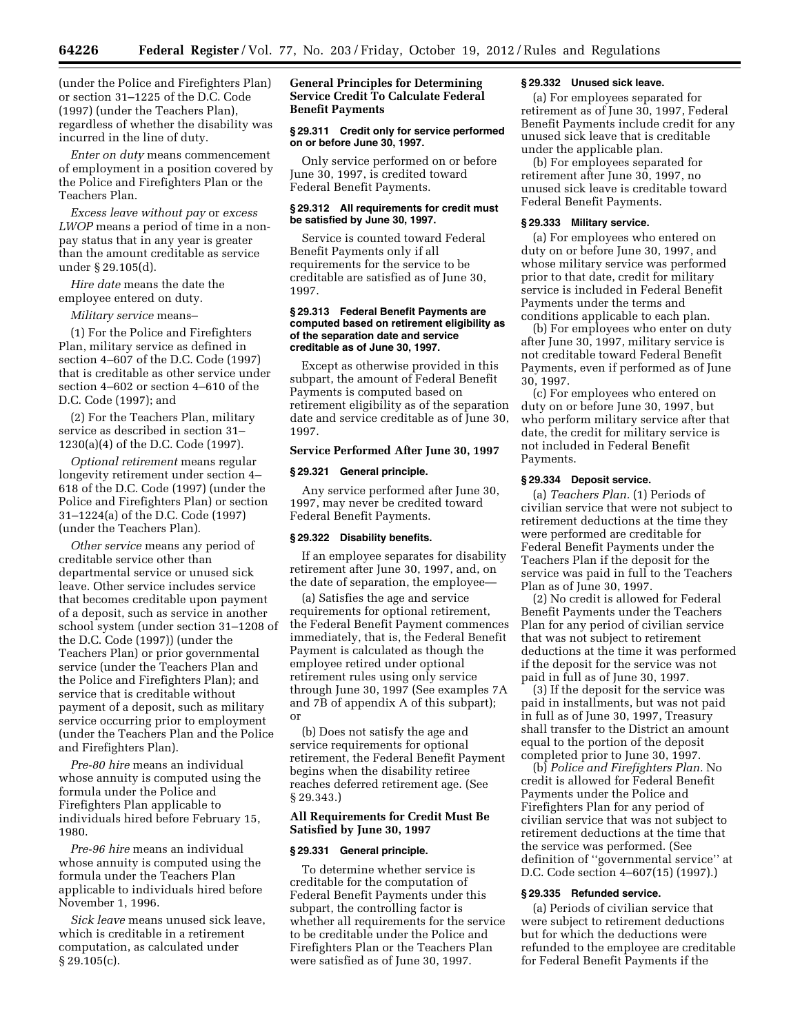(under the Police and Firefighters Plan) or section 31–1225 of the D.C. Code (1997) (under the Teachers Plan), regardless of whether the disability was incurred in the line of duty.

*Enter on duty* means commencement of employment in a position covered by the Police and Firefighters Plan or the Teachers Plan.

*Excess leave without pay* or *excess LWOP* means a period of time in a non-pay status that in any year is greater than the amount creditable as service under § 29.105(d).

*Hire date* means the date the employee entered on duty.

*Military service* means–

(1) For the Police and Firefighters Plan, military service as defined in section 4–607 of the D.C. Code (1997) that is creditable as other service under section 4–602 or section 4–610 of the D.C. Code (1997); and

(2) For the Teachers Plan, military service as described in section 31–1230(a)(4) of the D.C. Code (1997).

*Optional retirement* means regular longevity retirement under section 4–618 of the D.C. Code (1997) (under the Police and Firefighters Plan) or section 31–1224(a) of the D.C. Code (1997) (under the Teachers Plan).

*Other service* means any period of creditable service other than departmental service or unused sick leave. Other service includes service that becomes creditable upon payment of a deposit, such as service in another school system (under section 31–1208 of the D.C. Code (1997)) (under the Teachers Plan) or prior governmental service (under the Teachers Plan and the Police and Firefighters Plan); and service that is creditable without payment of a deposit, such as military service occurring prior to employment (under the Teachers Plan and the Police and Firefighters Plan).

*Pre-80 hire* means an individual whose annuity is computed using the formula under the Police and Firefighters Plan applicable to individuals hired before February 15, 1980.

*Pre-96 hire* means an individual whose annuity is computed using the formula under the Teachers Plan applicable to individuals hired before November 1, 1996.

*Sick leave* means unused sick leave, which is creditable in a retirement computation, as calculated under § 29.105(c).

## General Principles for Determining Service Credit To Calculate Federal Benefit Payments

### § 29.311 Credit only for service performed on or before June 30, 1997.

Only service performed on or before June 30, 1997, is credited toward Federal Benefit Payments.

### § 29.312 All requirements for credit must be satisfied by June 30, 1997.

Service is counted toward Federal Benefit Payments only if all requirements for the service to be creditable are satisfied as of June 30, 1997.

### § 29.313 Federal Benefit Payments are computed based on retirement eligibility as of the separation date and service creditable as of June 30, 1997.

Except as otherwise provided in this subpart, the amount of Federal Benefit Payments is computed based on retirement eligibility as of the separation date and service creditable as of June 30, 1997.

## Service Performed After June 30, 1997

### § 29.321 General principle.

Any service performed after June 30, 1997, may never be credited toward Federal Benefit Payments.

### § 29.322 Disability benefits.

If an employee separates for disability retirement after June 30, 1997, and, on the date of separation, the employee—

(a) Satisfies the age and service requirements for optional retirement, the Federal Benefit Payment commences immediately, that is, the Federal Benefit Payment is calculated as though the employee retired under optional retirement rules using only service through June 30, 1997 (See examples 7A and 7B of appendix A of this subpart); or

(b) Does not satisfy the age and service requirements for optional retirement, the Federal Benefit Payment begins when the disability retiree reaches deferred retirement age. (See § 29.343.)

## All Requirements for Credit Must Be Satisfied by June 30, 1997

### § 29.331 General principle.

To determine whether service is creditable for the computation of Federal Benefit Payments under this subpart, the controlling factor is whether all requirements for the service to be creditable under the Police and Firefighters Plan or the Teachers Plan were satisfied as of June 30, 1997.

### § 29.332 Unused sick leave.

(a) For employees separated for retirement as of June 30, 1997, Federal Benefit Payments include credit for any unused sick leave that is creditable under the applicable plan.

(b) For employees separated for retirement after June 30, 1997, no unused sick leave is creditable toward Federal Benefit Payments.

### § 29.333 Military service.

(a) For employees who entered on duty on or before June 30, 1997, and whose military service was performed prior to that date, credit for military service is included in Federal Benefit Payments under the terms and conditions applicable to each plan.

(b) For employees who enter on duty after June 30, 1997, military service is not creditable toward Federal Benefit Payments, even if performed as of June 30, 1997.

(c) For employees who entered on duty on or before June 30, 1997, but who perform military service after that date, the credit for military service is not included in Federal Benefit Payments.

### § 29.334 Deposit service.

(a) *Teachers Plan.* (1) Periods of civilian service that were not subject to retirement deductions at the time they were performed are creditable for Federal Benefit Payments under the Teachers Plan if the deposit for the service was paid in full to the Teachers Plan as of June 30, 1997.

(2) No credit is allowed for Federal Benefit Payments under the Teachers Plan for any period of civilian service that was not subject to retirement deductions at the time it was performed if the deposit for the service was not paid in full as of June 30, 1997.

(3) If the deposit for the service was paid in installments, but was not paid in full as of June 30, 1997, Treasury shall transfer to the District an amount equal to the portion of the deposit completed prior to June 30, 1997.

(b) *Police and Firefighters Plan.* No credit is allowed for Federal Benefit Payments under the Police and Firefighters Plan for any period of civilian service that was not subject to retirement deductions at the time that the service was performed. (See definition of "governmental service" at D.C. Code section 4–607(15) (1997).)

### § 29.335 Refunded service.

(a) Periods of civilian service that were subject to retirement deductions but for which the deductions were refunded to the employee are creditable for Federal Benefit Payments if the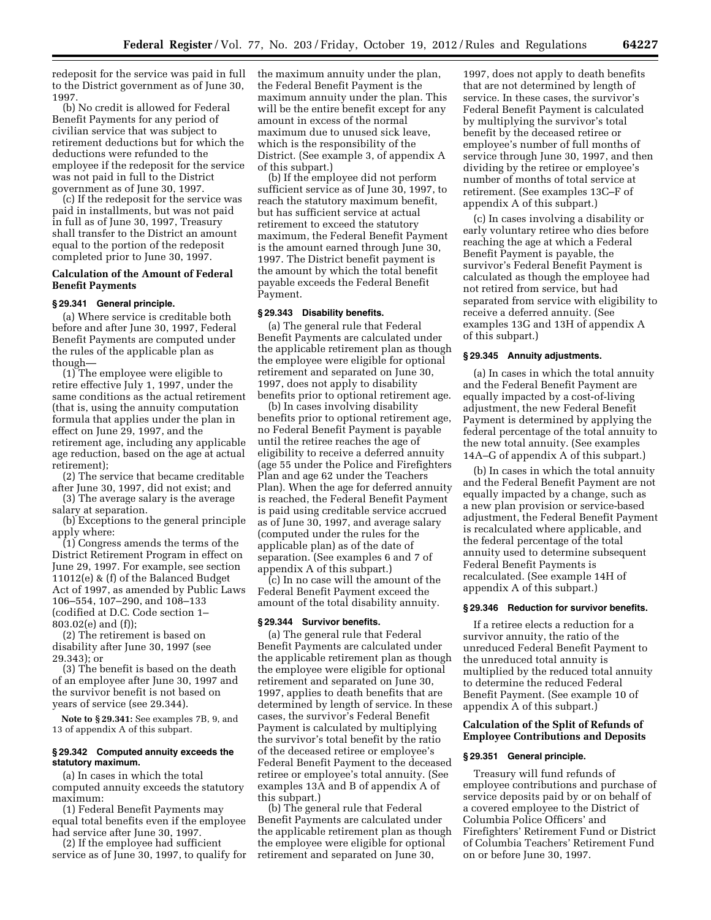redeposit for the service was paid in full to the District government as of June 30, 1997.

(b) No credit is allowed for Federal Benefit Payments for any period of civilian service that was subject to retirement deductions but for which the deductions were refunded to the employee if the redeposit for the service was not paid in full to the District government as of June 30, 1997.

(c) If the redeposit for the service was paid in installments, but was not paid in full as of June 30, 1997, Treasury shall transfer to the District an amount equal to the portion of the redeposit completed prior to June 30, 1997.

### Calculation of the Amount of Federal Benefit Payments

#### § 29.341 General principle.

(a) Where service is creditable both before and after June 30, 1997, Federal Benefit Payments are computed under the rules of the applicable plan as though—

(1) The employee were eligible to retire effective July 1, 1997, under the same conditions as the actual retirement (that is, using the annuity computation formula that applies under the plan in effect on June 29, 1997, and the retirement age, including any applicable age reduction, based on the age at actual retirement);

(2) The service that became creditable after June 30, 1997, did not exist; and

(3) The average salary is the average salary at separation.

(b) Exceptions to the general principle apply where:

(1) Congress amends the terms of the District Retirement Program in effect on June 29, 1997. For example, see section 11012(e) & (f) of the Balanced Budget Act of 1997, as amended by Public Laws 106–554, 107–290, and 108–133 (codified at D.C. Code section 1–803.02(e) and (f));

(2) The retirement is based on disability after June 30, 1997 (see 29.343); or

(3) The benefit is based on the death of an employee after June 30, 1997 and the survivor benefit is not based on years of service (see 29.344).

**Note to § 29.341:** See examples 7B, 9, and 13 of appendix A of this subpart.

#### § 29.342 Computed annuity exceeds the statutory maximum.

(a) In cases in which the total computed annuity exceeds the statutory maximum:

(1) Federal Benefit Payments may equal total benefits even if the employee had service after June 30, 1997.

(2) If the employee had sufficient service as of June 30, 1997, to qualify for the maximum annuity under the plan, the Federal Benefit Payment is the maximum annuity under the plan. This will be the entire benefit except for any amount in excess of the normal maximum due to unused sick leave, which is the responsibility of the District. (See example 3, of appendix A of this subpart.)

(b) If the employee did not perform sufficient service as of June 30, 1997, to reach the statutory maximum benefit, but has sufficient service at actual retirement to exceed the statutory maximum, the Federal Benefit Payment is the amount earned through June 30, 1997. The District benefit payment is the amount by which the total benefit payable exceeds the Federal Benefit Payment.

#### § 29.343 Disability benefits.

(a) The general rule that Federal Benefit Payments are calculated under the applicable retirement plan as though the employee were eligible for optional retirement and separated on June 30, 1997, does not apply to disability benefits prior to optional retirement age.

(b) In cases involving disability benefits prior to optional retirement age, no Federal Benefit Payment is payable until the retiree reaches the age of eligibility to receive a deferred annuity (age 55 under the Police and Firefighters Plan and age 62 under the Teachers Plan). When the age for deferred annuity is reached, the Federal Benefit Payment is paid using creditable service accrued as of June 30, 1997, and average salary (computed under the rules for the applicable plan) as of the date of separation. (See examples 6 and 7 of appendix A of this subpart.)

(c) In no case will the amount of the Federal Benefit Payment exceed the amount of the total disability annuity.

#### § 29.344 Survivor benefits.

(a) The general rule that Federal Benefit Payments are calculated under the applicable retirement plan as though the employee were eligible for optional retirement and separated on June 30, 1997, applies to death benefits that are determined by length of service. In these cases, the survivor's Federal Benefit Payment is calculated by multiplying the survivor's total benefit by the ratio of the deceased retiree or employee's Federal Benefit Payment to the deceased retiree or employee's total annuity. (See examples 13A and B of appendix A of this subpart.)

(b) The general rule that Federal Benefit Payments are calculated under the applicable retirement plan as though the employee were eligible for optional retirement and separated on June 30, 1997, does not apply to death benefits that are not determined by length of service. In these cases, the survivor's Federal Benefit Payment is calculated by multiplying the survivor's total benefit by the deceased retiree or employee's number of full months of service through June 30, 1997, and then dividing by the retiree or employee's number of months of total service at retirement. (See examples 13C–F of appendix A of this subpart.)

(c) In cases involving a disability or early voluntary retiree who dies before reaching the age at which a Federal Benefit Payment is payable, the survivor's Federal Benefit Payment is calculated as though the employee had not retired from service, but had separated from service with eligibility to receive a deferred annuity. (See examples 13G and 13H of appendix A of this subpart.)

#### § 29.345 Annuity adjustments.

(a) In cases in which the total annuity and the Federal Benefit Payment are equally impacted by a cost-of-living adjustment, the new Federal Benefit Payment is determined by applying the federal percentage of the total annuity to the new total annuity. (See examples 14A–G of appendix A of this subpart.)

(b) In cases in which the total annuity and the Federal Benefit Payment are not equally impacted by a change, such as a new plan provision or service-based adjustment, the Federal Benefit Payment is recalculated where applicable, and the federal percentage of the total annuity used to determine subsequent Federal Benefit Payments is recalculated. (See example 14H of appendix A of this subpart.)

#### § 29.346 Reduction for survivor benefits.

If a retiree elects a reduction for a survivor annuity, the ratio of the unreduced Federal Benefit Payment to the unreduced total annuity is multiplied by the reduced total annuity to determine the reduced Federal Benefit Payment. (See example 10 of appendix A of this subpart.)

### Calculation of the Split of Refunds of Employee Contributions and Deposits

#### § 29.351 General principle.

Treasury will fund refunds of employee contributions and purchase of service deposits paid by or on behalf of a covered employee to the District of Columbia Police Officers' and Firefighters' Retirement Fund or District of Columbia Teachers' Retirement Fund on or before June 30, 1997.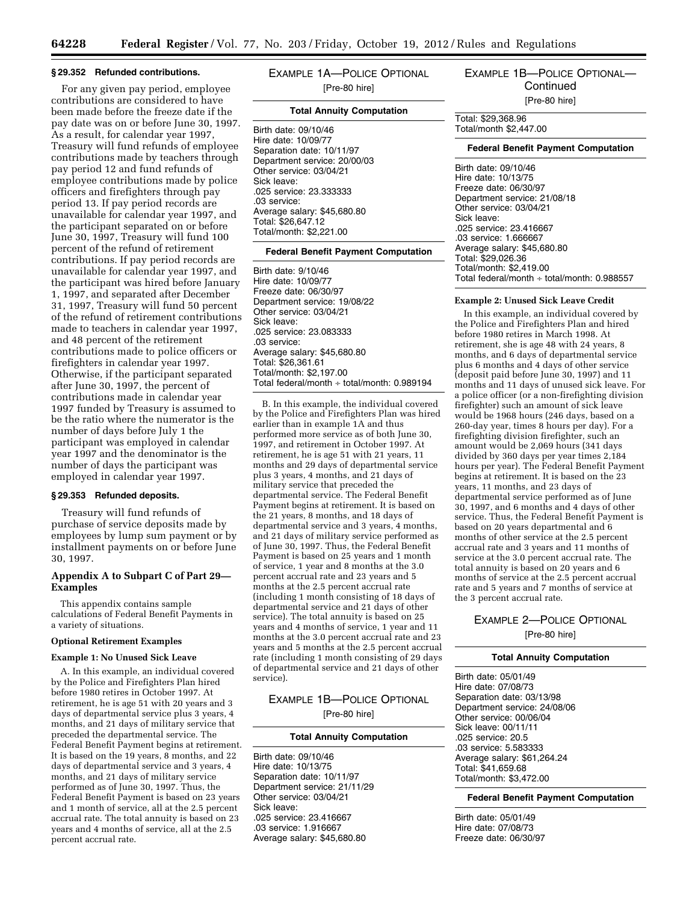### § 29.352 Refunded contributions.

For any given pay period, employee contributions are considered to have been made before the freeze date if the pay date was on or before June 30, 1997. As a result, for calendar year 1997, Treasury will fund refunds of employee contributions made by teachers through pay period 12 and fund refunds of employee contributions made by police officers and firefighters through pay period 13. If pay period records are unavailable for calendar year 1997, and the participant separated on or before June 30, 1997, Treasury will fund 100 percent of the refund of retirement contributions. If pay period records are unavailable for calendar year 1997, and the participant was hired before January 1, 1997, and separated after December 31, 1997, Treasury will fund 50 percent of the refund of retirement contributions made to teachers in calendar year 1997, and 48 percent of the retirement contributions made to police officers or firefighters in calendar year 1997. Otherwise, if the participant separated after June 30, 1997, the percent of contributions made in calendar year 1997 funded by Treasury is assumed to be the ratio where the numerator is the number of days before July 1 the participant was employed in calendar year 1997 and the denominator is the number of days the participant was employed in calendar year 1997.

### § 29.353 Refunded deposits.

Treasury will fund refunds of purchase of service deposits made by employees by lump sum payment or by installment payments on or before June 30, 1997.

### Appendix A to Subpart C of Part 29—Examples

This appendix contains sample calculations of Federal Benefit Payments in a variety of situations.

**Optional Retirement Examples**

**Example 1: No Unused Sick Leave**

A. In this example, an individual covered by the Police and Firefighters Plan hired before 1980 retires in October 1997. At retirement, he is age 51 with 20 years and 3 days of departmental service plus 3 years, 4 months, and 21 days of military service that preceded the departmental service. The Federal Benefit Payment begins at retirement. It is based on the 19 years, 8 months, and 22 days of departmental service and 3 years, 4 months, and 21 days of military service performed as of June 30, 1997. Thus, the Federal Benefit Payment is based on 23 years and 1 month of service, all at the 2.5 percent accrual rate. The total annuity is based on 23 years and 4 months of service, all at the 2.5 percent accrual rate.

EXAMPLE 1A—POLICE OPTIONAL

[Pre-80 hire]

**Total Annuity Computation**

Birth date: 09/10/46
Hire date: 10/09/77
Separation date: 10/11/97
Department service: 20/00/03
Other service: 03/04/21
Sick leave:
.025 service: 23.333333
.03 service:
Average salary: $45,680.80
Total: $26,647.12
Total/month: $2,221.00

**Federal Benefit Payment Computation**

Birth date: 9/10/46
Hire date: 10/09/77
Freeze date: 06/30/97
Department service: 19/08/22
Other service: 03/04/21
Sick leave:
.025 service: 23.083333
.03 service:
Average salary: $45,680.80
Total: $26,361.61
Total/month: $2,197.00
Total federal/month ÷ total/month: 0.989194

B. In this example, the individual covered by the Police and Firefighters Plan was hired earlier than in example 1A and thus performed more service as of both June 30, 1997, and retirement in October 1997. At retirement, he is age 51 with 21 years, 11 months and 29 days of departmental service plus 3 years, 4 months, and 21 days of military service that preceded the departmental service. The Federal Benefit Payment begins at retirement. It is based on the 21 years, 8 months, and 18 days of departmental service and 3 years, 4 months, and 21 days of military service performed as of June 30, 1997. Thus, the Federal Benefit Payment is based on 25 years and 1 month of service, 1 year and 8 months at the 3.0 percent accrual rate and 23 years and 5 months at the 2.5 percent accrual rate (including 1 month consisting of 18 days of departmental service and 21 days of other service). The total annuity is based on 25 years and 4 months of service, 1 year and 11 months at the 3.0 percent accrual rate and 23 years and 5 months at the 2.5 percent accrual rate (including 1 month consisting of 29 days of departmental service and 21 days of other service).

EXAMPLE 1B—POLICE OPTIONAL

[Pre-80 hire]

**Total Annuity Computation**

Birth date: 09/10/46
Hire date: 10/13/75
Separation date: 10/11/97
Department service: 21/11/29
Other service: 03/04/21
Sick leave:
.025 service: 23.416667
.03 service: 1.916667
Average salary: $45,680.80
Total: $29,368.96
Total/month $2,447.00

**Federal Benefit Payment Computation**

Birth date: 09/10/46
Hire date: 10/13/75
Freeze date: 06/30/97
Department service: 21/08/18
Other service: 03/04/21
Sick leave:
.025 service: 23.416667
.03 service: 1.666667
Average salary: $45,680.80
Total: $29,026.36
Total/month: $2,419.00
Total federal/month ÷ total/month: 0.988557

**Example 2: Unused Sick Leave Credit**

In this example, an individual covered by the Police and Firefighters Plan and hired before 1980 retires in March 1998. At retirement, she is age 48 with 24 years, 8 months, and 6 days of departmental service plus 6 months and 4 days of other service (deposit paid before June 30, 1997) and 11 months and 11 days of unused sick leave. For a police officer (or a non-firefighting division firefighter) such an amount of sick leave would be 1968 hours (246 days, based on a 260-day year, times 8 hours per day). For a firefighting division firefighter, such an amount would be 2,069 hours (341 days divided by 360 days per year times 2,184 hours per year). The Federal Benefit Payment begins at retirement. It is based on the 23 years, 11 months, and 23 days of departmental service performed as of June 30, 1997, and 6 months and 4 days of other service. Thus, the Federal Benefit Payment is based on 20 years departmental and 6 months of other service at the 2.5 percent accrual rate and 3 years and 11 months of service at the 3.0 percent accrual rate. The total annuity is based on 20 years and 6 months of service at the 2.5 percent accrual rate and 5 years and 7 months of service at the 3 percent accrual rate.

EXAMPLE 2—POLICE OPTIONAL

[Pre-80 hire]

**Total Annuity Computation**

Birth date: 05/01/49
Hire date: 07/08/73
Separation date: 03/13/98
Department service: 24/08/06
Other service: 00/06/04
Sick leave: 00/11/11
.025 service: 20.5
.03 service: 5.583333
Average salary: $61,264.24
Total: $41,659.68
Total/month: $3,472.00

**Federal Benefit Payment Computation**

Birth date: 05/01/49
Hire date: 07/08/73
Freeze date: 06/30/97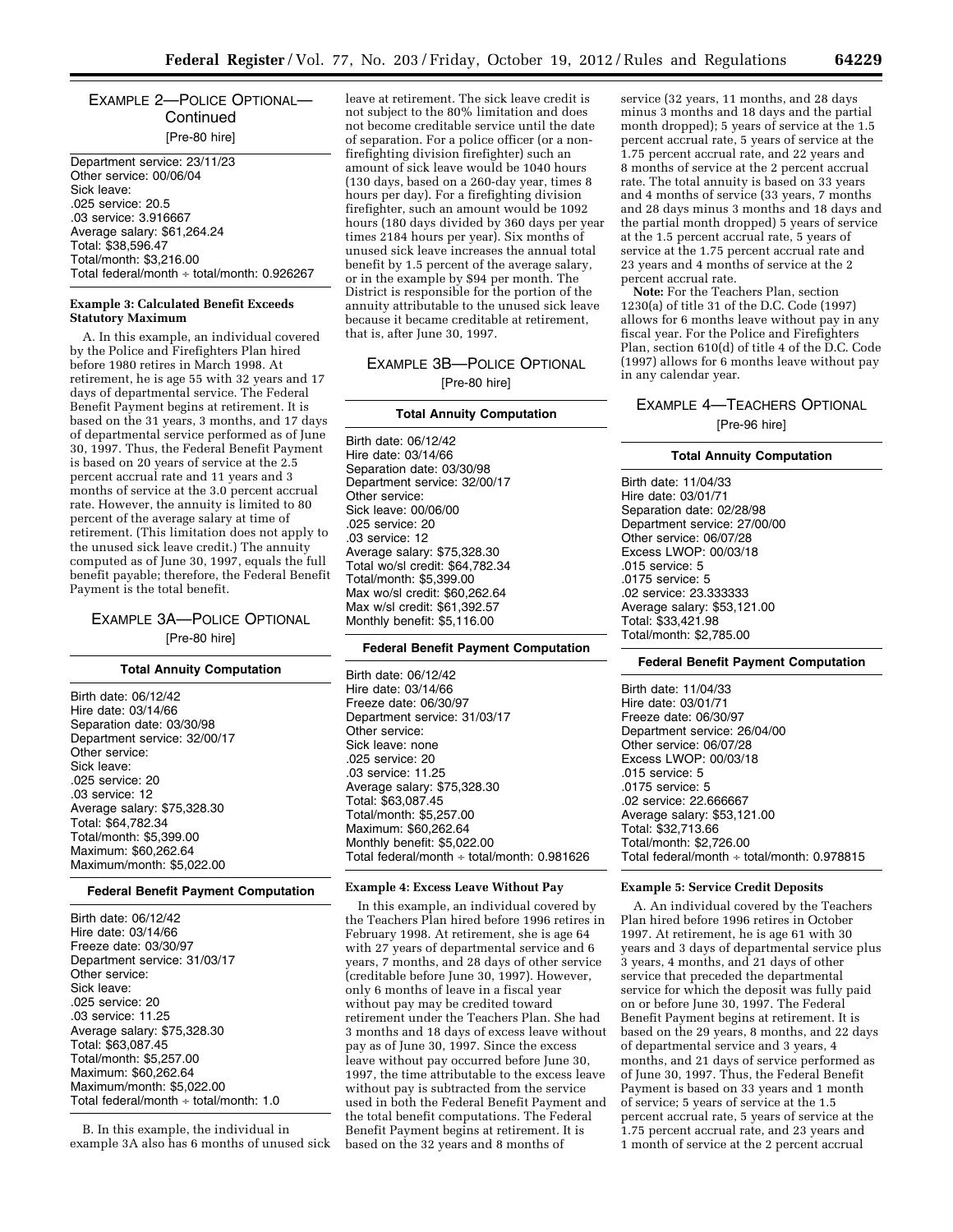## EXAMPLE 2—POLICE OPTIONAL—Continued

[Pre-80 hire]

Department service: 23/11/23
Other service: 00/06/04
Sick leave:
.025 service: 20.5
.03 service: 3.916667
Average salary: $61,264.24
Total: $38,596.47
Total/month: $3,216.00
Total federal/month ÷ total/month: 0.926267

**Example 3: Calculated Benefit Exceeds Statutory Maximum**

A. In this example, an individual covered by the Police and Firefighters Plan hired before 1980 retires in March 1998. At retirement, he is age 55 with 32 years and 17 days of departmental service. The Federal Benefit Payment begins at retirement. It is based on the 31 years, 3 months, and 17 days of departmental service performed as of June 30, 1997. Thus, the Federal Benefit Payment is based on 20 years of service at the 2.5 percent accrual rate and 11 years and 3 months of service at the 3.0 percent accrual rate. However, the annuity is limited to 80 percent of the average salary at time of retirement. (This limitation does not apply to the unused sick leave credit.) The annuity computed as of June 30, 1997, equals the full benefit payable; therefore, the Federal Benefit Payment is the total benefit.

## EXAMPLE 3A—POLICE OPTIONAL

[Pre-80 hire]

**Total Annuity Computation**

Birth date: 06/12/42
Hire date: 03/14/66
Separation date: 03/30/98
Department service: 32/00/17
Other service:
Sick leave:
.025 service: 20
.03 service: 12
Average salary: $75,328.30
Total: $64,782.34
Total/month: $5,399.00
Maximum: $60,262.64
Maximum/month: $5,022.00

**Federal Benefit Payment Computation**

Birth date: 06/12/42
Hire date: 03/14/66
Freeze date: 03/30/97
Department service: 31/03/17
Other service:
Sick leave:
.025 service: 20
.03 service: 11.25
Average salary: $75,328.30
Total: $63,087.45
Total/month: $5,257.00
Maximum: $60,262.64
Maximum/month: $5,022.00
Total federal/month ÷ total/month: 1.0

B. In this example, the individual in example 3A also has 6 months of unused sick leave at retirement. The sick leave credit is not subject to the 80% limitation and does not become creditable service until the date of separation. For a police officer (or a non-firefighting division firefighter) such an amount of sick leave would be 1040 hours (130 days, based on a 260-day year, times 8 hours per day). For a firefighting division firefighter, such an amount would be 1092 hours (180 days divided by 360 days per year times 2184 hours per year). Six months of unused sick leave increases the annual total benefit by 1.5 percent of the average salary, or in the example by $94 per month. The District is responsible for the portion of the annuity attributable to the unused sick leave because it became creditable at retirement, that is, after June 30, 1997.

## EXAMPLE 3B—POLICE OPTIONAL

[Pre-80 hire]

**Total Annuity Computation**

Birth date: 06/12/42
Hire date: 03/14/66
Separation date: 03/30/98
Department service: 32/00/17
Other service:
Sick leave: 00/06/00
.025 service: 20
.03 service: 12
Average salary: $75,328.30
Total wo/sl credit: $64,782.34
Total/month: $5,399.00
Max wo/sl credit: $60,262.64
Max w/sl credit: $61,392.57
Monthly benefit: $5,116.00

**Federal Benefit Payment Computation**

Birth date: 06/12/42
Hire date: 03/14/66
Freeze date: 06/30/97
Department service: 31/03/17
Other service:
Sick leave: none
.025 service: 20
.03 service: 11.25
Average salary: $75,328.30
Total: $63,087.45
Total/month: $5,257.00
Maximum: $60,262.64
Monthly benefit: $5,022.00
Total federal/month ÷ total/month: 0.981626

**Example 4: Excess Leave Without Pay**

In this example, an individual covered by the Teachers Plan hired before 1996 retires in February 1998. At retirement, she is age 64 with 27 years of departmental service and 6 years, 7 months, and 28 days of other service (creditable before June 30, 1997). However, only 6 months of leave in a fiscal year without pay may be credited toward retirement under the Teachers Plan. She had 3 months and 18 days of excess leave without pay as of June 30, 1997. Since the excess leave without pay occurred before June 30, 1997, the time attributable to the excess leave without pay is subtracted from the service used in both the Federal Benefit Payment and the total benefit computations. The Federal Benefit Payment begins at retirement. It is based on the 32 years and 8 months of service (32 years, 11 months, and 28 days minus 3 months and 18 days and the partial month dropped); 5 years of service at the 1.5 percent accrual rate, 5 years of service at the 1.75 percent accrual rate, and 22 years and 8 months of service at the 2 percent accrual rate. The total annuity is based on 33 years and 4 months of service (33 years, 7 months and 28 days minus 3 months and 18 days and the partial month dropped) 5 years of service at the 1.5 percent accrual rate, 5 years of service at the 1.75 percent accrual rate and 23 years and 4 months of service at the 2 percent accrual rate.

**Note:** For the Teachers Plan, section 1230(a) of title 31 of the D.C. Code (1997) allows for 6 months leave without pay in any fiscal year. For the Police and Firefighters Plan, section 610(d) of title 4 of the D.C. Code (1997) allows for 6 months leave without pay in any calendar year.

## EXAMPLE 4—TEACHERS OPTIONAL

[Pre-96 hire]

**Total Annuity Computation**

Birth date: 11/04/33
Hire date: 03/01/71
Separation date: 02/28/98
Department service: 27/00/00
Other service: 06/07/28
Excess LWOP: 00/03/18
.015 service: 5
.0175 service: 5
.02 service: 23.333333
Average salary: $53,121.00
Total: $33,421.98
Total/month: $2,785.00

**Federal Benefit Payment Computation**

Birth date: 11/04/33
Hire date: 03/01/71
Freeze date: 06/30/97
Department service: 26/04/00
Other service: 06/07/28
Excess LWOP: 00/03/18
.015 service: 5
.0175 service: 5
.02 service: 22.666667
Average salary: $53,121.00
Total: $32,713.66
Total/month: $2,726.00
Total federal/month ÷ total/month: 0.978815

**Example 5: Service Credit Deposits**

A. An individual covered by the Teachers Plan hired before 1996 retires in October 1997. At retirement, he is age 61 with 30 years and 3 days of departmental service plus 3 years, 4 months, and 21 days of other service that preceded the departmental service for which the deposit was fully paid on or before June 30, 1997. The Federal Benefit Payment begins at retirement. It is based on the 29 years, 8 months, and 22 days of departmental service and 3 years, 4 months, and 21 days of service performed as of June 30, 1997. Thus, the Federal Benefit Payment is based on 33 years and 1 month of service; 5 years of service at the 1.5 percent accrual rate, 5 years of service at the 1.75 percent accrual rate, and 23 years and 1 month of service at the 2 percent accrual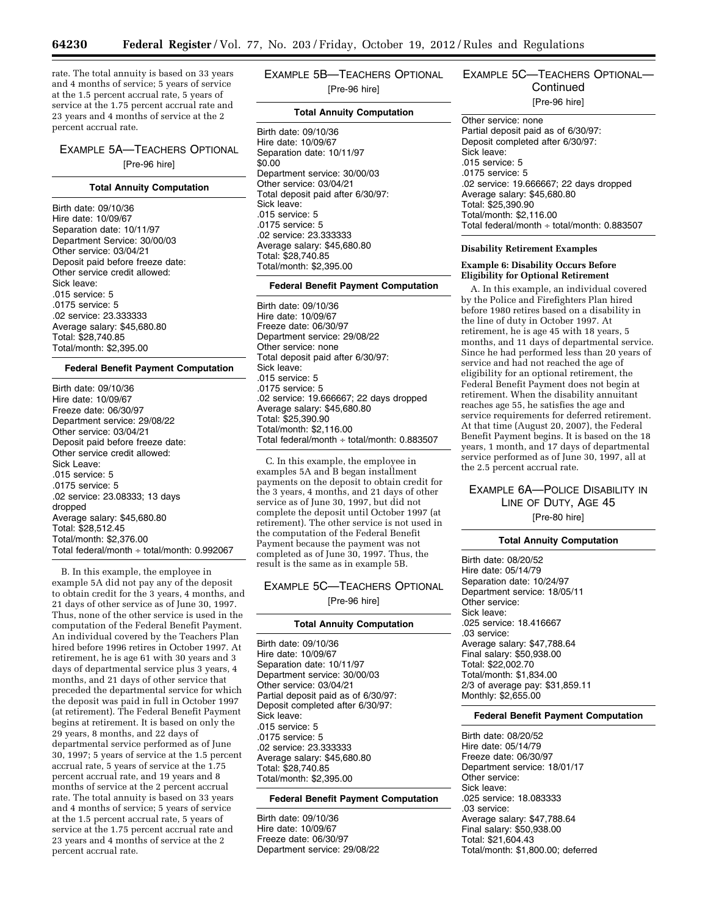rate. The total annuity is based on 33 years and 4 months of service; 5 years of service at the 1.5 percent accrual rate, 5 years of service at the 1.75 percent accrual rate and 23 years and 4 months of service at the 2 percent accrual rate.

### EXAMPLE 5A—TEACHERS OPTIONAL

[Pre-96 hire]

**Total Annuity Computation**

Birth date: 09/10/36
Hire date: 10/09/67
Separation date: 10/11/97
Department Service: 30/00/03
Other service: 03/04/21
Deposit paid before freeze date:
Other service credit allowed:
Sick leave:
.015 service: 5
.0175 service: 5
.02 service: 23.333333
Average salary: $45,680.80
Total: $28,740.85
Total/month: $2,395.00

**Federal Benefit Payment Computation**

Birth date: 09/10/36
Hire date: 10/09/67
Freeze date: 06/30/97
Department service: 29/08/22
Other service: 03/04/21
Deposit paid before freeze date:
Other service credit allowed:
Sick Leave:
.015 service: 5
.0175 service: 5
.02 service: 23.08333; 13 days dropped
Average salary: $45,680.80
Total: $28,512.45
Total/month: $2,376.00
Total federal/month ÷ total/month: 0.992067

B. In this example, the employee in example 5A did not pay any of the deposit to obtain credit for the 3 years, 4 months, and 21 days of other service as of June 30, 1997. Thus, none of the other service is used in the computation of the Federal Benefit Payment. An individual covered by the Teachers Plan hired before 1996 retires in October 1997. At retirement, he is age 61 with 30 years and 3 days of departmental service plus 3 years, 4 months, and 21 days of other service that preceded the departmental service for which the deposit was paid in full in October 1997 (at retirement). The Federal Benefit Payment begins at retirement. It is based on only the 29 years, 8 months, and 22 days of departmental service performed as of June 30, 1997; 5 years of service at the 1.5 percent accrual rate, 5 years of service at the 1.75 percent accrual rate, and 19 years and 8 months of service at the 2 percent accrual rate. The total annuity is based on 33 years and 4 months of service; 5 years of service at the 1.5 percent accrual rate, 5 years of service at the 1.75 percent accrual rate and 23 years and 4 months of service at the 2 percent accrual rate.

### EXAMPLE 5B—TEACHERS OPTIONAL

[Pre-96 hire]

**Total Annuity Computation**

Birth date: 09/10/36
Hire date: 10/09/67
Separation date: 10/11/97
$0.00
Department service: 30/00/03
Other service: 03/04/21
Total deposit paid after 6/30/97:
Sick leave:
.015 service: 5
.0175 service: 5
.02 service: 23.333333
Average salary: $45,680.80
Total: $28,740.85
Total/month: $2,395.00

**Federal Benefit Payment Computation**

Birth date: 09/10/36
Hire date: 10/09/67
Freeze date: 06/30/97
Department service: 29/08/22
Other service: none
Total deposit paid after 6/30/97:
Sick leave:
.015 service: 5
.0175 service: 5
.02 service: 19.666667; 22 days dropped
Average salary: $45,680.80
Total: $25,390.90
Total/month: $2,116.00
Total federal/month ÷ total/month: 0.883507

C. In this example, the employee in examples 5A and B began installment payments on the deposit to obtain credit for the 3 years, 4 months, and 21 days of other service as of June 30, 1997, but did not complete the deposit until October 1997 (at retirement). The other service is not used in the computation of the Federal Benefit Payment because the payment was not completed as of June 30, 1997. Thus, the result is the same as in example 5B.

### EXAMPLE 5C—TEACHERS OPTIONAL

[Pre-96 hire]

**Total Annuity Computation**

Birth date: 09/10/36
Hire date: 10/09/67
Separation date: 10/11/97
Department service: 30/00/03
Other service: 03/04/21
Partial deposit paid as of 6/30/97:
Deposit completed after 6/30/97:
Sick leave:
.015 service: 5
.0175 service: 5
.02 service: 23.333333
Average salary: $45,680.80
Total: $28,740.85
Total/month: $2,395.00

**Federal Benefit Payment Computation**

Birth date: 09/10/36
Hire date: 10/09/67
Freeze date: 06/30/97
Department service: 29/08/22
Other service: none
Partial deposit paid as of 6/30/97:
Deposit completed after 6/30/97:
Sick leave:
.015 service: 5
.0175 service: 5
.02 service: 19.666667; 22 days dropped
Average salary: $45,680.80
Total: $25,390.90
Total/month: $2,116.00
Total federal/month ÷ total/month: 0.883507

**Disability Retirement Examples**

**Example 6: Disability Occurs Before Eligibility for Optional Retirement**

A. In this example, an individual covered by the Police and Firefighters Plan hired before 1980 retires based on a disability in the line of duty in October 1997. At retirement, he is age 45 with 18 years, 5 months, and 11 days of departmental service. Since he had performed less than 20 years of service and had not reached the age of eligibility for an optional retirement, the Federal Benefit Payment does not begin at retirement. When the disability annuitant reaches age 55, he satisfies the age and service requirements for deferred retirement. At that time (August 20, 2007), the Federal Benefit Payment begins. It is based on the 18 years, 1 month, and 17 days of departmental service performed as of June 30, 1997, all at the 2.5 percent accrual rate.

### EXAMPLE 6A—POLICE DISABILITY IN LINE OF DUTY, AGE 45

[Pre-80 hire]

**Total Annuity Computation**

Birth date: 08/20/52
Hire date: 05/14/79
Separation date: 10/24/97
Department service: 18/05/11
Other service:
Sick leave:
.025 service: 18.416667
.03 service:
Average salary: $47,788.64
Final salary: $50,938.00
Total: $22,002.70
Total/month: $1,834.00
2/3 of average pay: $31,859.11
Monthly: $2,655.00

**Federal Benefit Payment Computation**

Birth date: 08/20/52
Hire date: 05/14/79
Freeze date: 06/30/97
Department service: 18/01/17
Other service:
Sick leave:
.025 service: 18.083333
.03 service:
Average salary: $47,788.64
Final salary: $50,938.00
Total: $21,604.43
Total/month: $1,800.00; deferred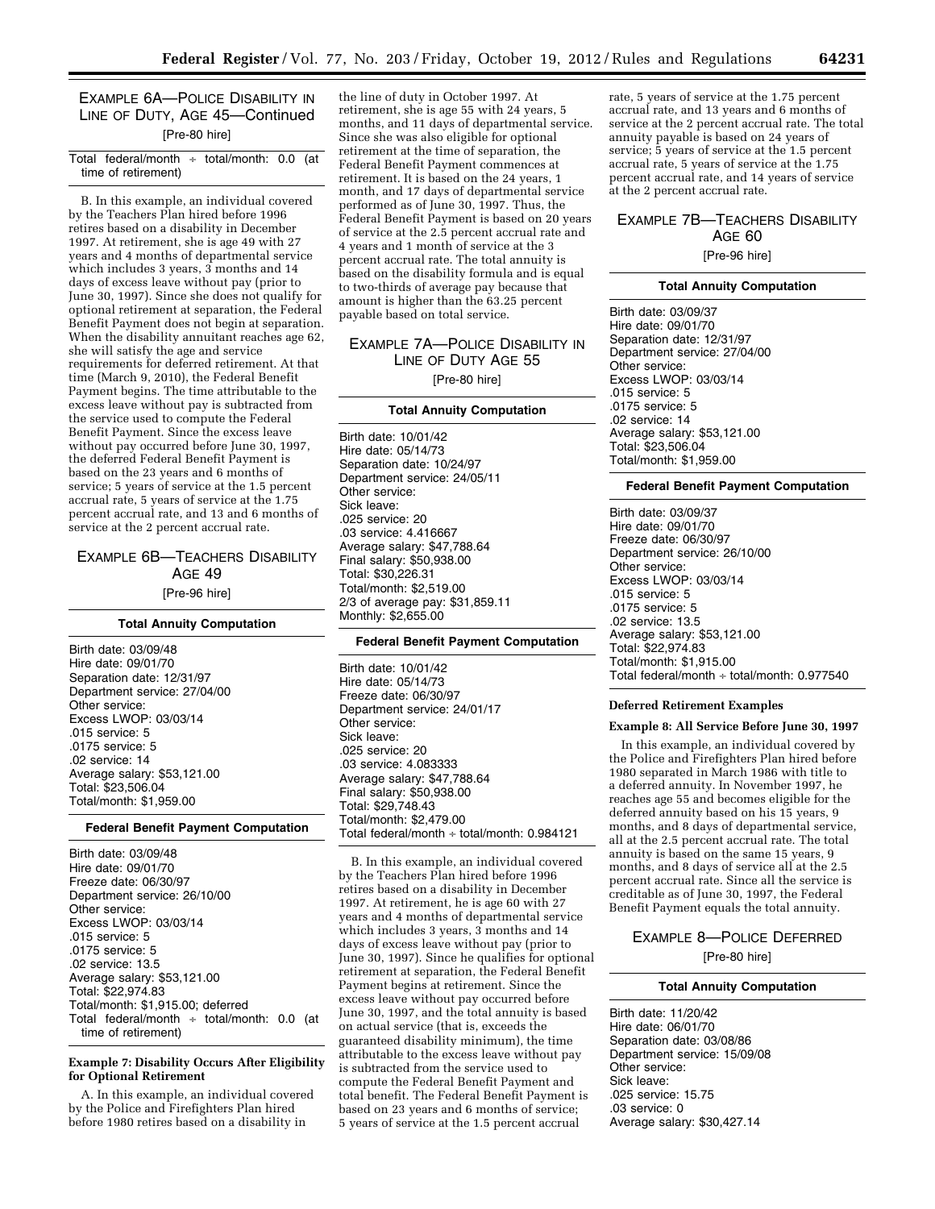### EXAMPLE 6A—POLICE DISABILITY IN LINE OF DUTY, AGE 45—Continued

[Pre-80 hire]

Total federal/month ÷ total/month: 0.0 (at time of retirement)

B. In this example, an individual covered by the Teachers Plan hired before 1996 retires based on a disability in December 1997. At retirement, she is age 49 with 27 years and 4 months of departmental service which includes 3 years, 3 months and 14 days of excess leave without pay (prior to June 30, 1997). Since she does not qualify for optional retirement at separation, the Federal Benefit Payment does not begin at separation. When the disability annuitant reaches age 62, she will satisfy the age and service requirements for deferred retirement. At that time (March 9, 2010), the Federal Benefit Payment begins. The time attributable to the excess leave without pay is subtracted from the service used to compute the Federal Benefit Payment. Since the excess leave without pay occurred before June 30, 1997, the deferred Federal Benefit Payment is based on the 23 years and 6 months of service; 5 years of service at the 1.5 percent accrual rate, 5 years of service at the 1.75 percent accrual rate, and 13 and 6 months of service at the 2 percent accrual rate.

### EXAMPLE 6B—TEACHERS DISABILITY AGE 49

[Pre-96 hire]

**Total Annuity Computation**

Birth date: 03/09/48
Hire date: 09/01/70
Separation date: 12/31/97
Department service: 27/04/00
Other service:
Excess LWOP: 03/03/14
.015 service: 5
.0175 service: 5
.02 service: 14
Average salary: $53,121.00
Total: $23,506.04
Total/month: $1,959.00

**Federal Benefit Payment Computation**

Birth date: 03/09/48
Hire date: 09/01/70
Freeze date: 06/30/97
Department service: 26/10/00
Other service:
Excess LWOP: 03/03/14
.015 service: 5
.0175 service: 5
.02 service: 13.5
Average salary: $53,121.00
Total: $22,974.83
Total/month: $1,915.00; deferred
Total federal/month ÷ total/month: 0.0 (at time of retirement)

**Example 7: Disability Occurs After Eligibility for Optional Retirement**

A. In this example, an individual covered by the Police and Firefighters Plan hired before 1980 retires based on a disability in the line of duty in October 1997. At retirement, she is age 55 with 24 years, 5 months, and 11 days of departmental service. Since she was also eligible for optional retirement at the time of separation, the Federal Benefit Payment commences at retirement. It is based on the 24 years, 1 month, and 17 days of departmental service performed as of June 30, 1997. Thus, the Federal Benefit Payment is based on 20 years of service at the 2.5 percent accrual rate and 4 years and 1 month of service at the 3 percent accrual rate. The total annuity is based on the disability formula and is equal to two-thirds of average pay because that amount is higher than the 63.25 percent payable based on total service.

### EXAMPLE 7A—POLICE DISABILITY IN LINE OF DUTY AGE 55

[Pre-80 hire]

**Total Annuity Computation**

Birth date: 10/01/42
Hire date: 05/14/73
Separation date: 10/24/97
Department service: 24/05/11
Other service:
Sick leave:
.025 service: 20
.03 service: 4.416667
Average salary: $47,788.64
Final salary: $50,938.00
Total: $30,226.31
Total/month: $2,519.00
2/3 of average pay: $31,859.11
Monthly: $2,655.00

**Federal Benefit Payment Computation**

Birth date: 10/01/42
Hire date: 05/14/73
Freeze date: 06/30/97
Department service: 24/01/17
Other service:
Sick leave:
.025 service: 20
.03 service: 4.083333
Average salary: $47,788.64
Final salary: $50,938.00
Total: $29,748.43
Total/month: $2,479.00
Total federal/month ÷ total/month: 0.984121

B. In this example, an individual covered by the Teachers Plan hired before 1996 retires based on a disability in December 1997. At retirement, he is age 60 with 27 years and 4 months of departmental service which includes 3 years, 3 months and 14 days of excess leave without pay (prior to June 30, 1997). Since he qualifies for optional retirement at separation, the Federal Benefit Payment begins at retirement. Since the excess leave without pay occurred before June 30, 1997, and the total annuity is based on actual service (that is, exceeds the guaranteed disability minimum), the time attributable to the excess leave without pay is subtracted from the service used to compute the Federal Benefit Payment and total benefit. The Federal Benefit Payment is based on 23 years and 6 months of service; 5 years of service at the 1.5 percent accrual rate, 5 years of service at the 1.75 percent accrual rate, and 13 years and 6 months of service at the 2 percent accrual rate. The total annuity payable is based on 24 years of service; 5 years of service at the 1.5 percent accrual rate, 5 years of service at the 1.75 percent accrual rate, and 14 years of service at the 2 percent accrual rate.

### EXAMPLE 7B—TEACHERS DISABILITY AGE 60

[Pre-96 hire]

**Total Annuity Computation**

Birth date: 03/09/37
Hire date: 09/01/70
Separation date: 12/31/97
Department service: 27/04/00
Other service:
Excess LWOP: 03/03/14
.015 service: 5
.0175 service: 5
.02 service: 14
Average salary: $53,121.00
Total: $23,506.04
Total/month: $1,959.00

**Federal Benefit Payment Computation**

Birth date: 03/09/37
Hire date: 09/01/70
Freeze date: 06/30/97
Department service: 26/10/00
Other service:
Excess LWOP: 03/03/14
.015 service: 5
.0175 service: 5
.02 service: 13.5
Average salary: $53,121.00
Total: $22,974.83
Total/month: $1,915.00
Total federal/month ÷ total/month: 0.977540

**Deferred Retirement Examples**

**Example 8: All Service Before June 30, 1997**

In this example, an individual covered by the Police and Firefighters Plan hired before 1980 separated in March 1986 with title to a deferred annuity. In November 1997, he reaches age 55 and becomes eligible for the deferred annuity based on his 15 years, 9 months, and 8 days of departmental service, all at the 2.5 percent accrual rate. The total annuity is based on the same 15 years, 9 months, and 8 days of service all at the 2.5 percent accrual rate. Since all the service is creditable as of June 30, 1997, the Federal Benefit Payment equals the total annuity.

### EXAMPLE 8—POLICE DEFERRED

[Pre-80 hire]

**Total Annuity Computation**

Birth date: 11/20/42
Hire date: 06/01/70
Separation date: 03/08/86
Department service: 15/09/08
Other service:
Sick leave:
.025 service: 15.75
.03 service: 0
Average salary: $30,427.14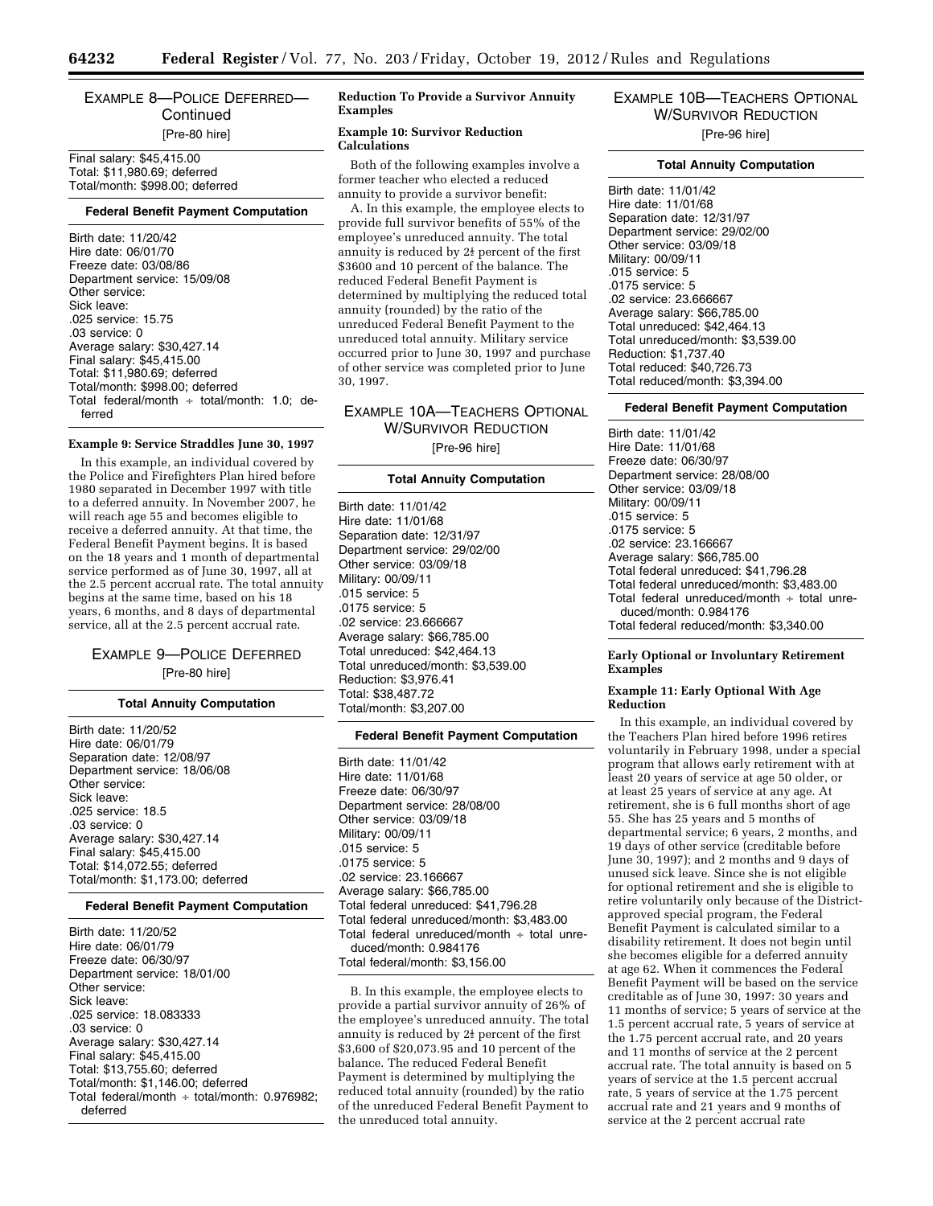## EXAMPLE 8—POLICE DEFERRED—Continued

[Pre-80 hire]

Final salary: $45,415.00
Total: $11,980.69; deferred
Total/month: $998.00; deferred

**Federal Benefit Payment Computation**

Birth date: 11/20/42
Hire date: 06/01/70
Freeze date: 03/08/86
Department service: 15/09/08
Other service:
Sick leave:
.025 service: 15.75
.03 service: 0
Average salary: $30,427.14
Final salary: $45,415.00
Total: $11,980.69; deferred
Total/month: $998.00; deferred
Total federal/month ÷ total/month: 1.0; deferred

#### Example 9: Service Straddles June 30, 1997

In this example, an individual covered by the Police and Firefighters Plan hired before 1980 separated in December 1997 with title to a deferred annuity. In November 2007, he will reach age 55 and becomes eligible to receive a deferred annuity. At that time, the Federal Benefit Payment begins. It is based on the 18 years and 1 month of departmental service performed as of June 30, 1997, all at the 2.5 percent accrual rate. The total annuity begins at the same time, based on his 18 years, 6 months, and 8 days of departmental service, all at the 2.5 percent accrual rate.

## EXAMPLE 9—POLICE DEFERRED

[Pre-80 hire]

**Total Annuity Computation**

Birth date: 11/20/52
Hire date: 06/01/79
Separation date: 12/08/97
Department service: 18/06/08
Other service:
Sick leave:
.025 service: 18.5
.03 service: 0
Average salary: $30,427.14
Final salary: $45,415.00
Total: $14,072.55; deferred
Total/month: $1,173.00; deferred

**Federal Benefit Payment Computation**

Birth date: 11/20/52
Hire date: 06/01/79
Freeze date: 06/30/97
Department service: 18/01/00
Other service:
Sick leave:
.025 service: 18.083333
.03 service: 0
Average salary: $30,427.14
Final salary: $45,415.00
Total: $13,755.60; deferred
Total/month: $1,146.00; deferred
Total federal/month ÷ total/month: 0.976982; deferred

### Reduction To Provide a Survivor Annuity Examples

#### Example 10: Survivor Reduction Calculations

Both of the following examples involve a former teacher who elected a reduced annuity to provide a survivor benefit:

A. In this example, the employee elects to provide full survivor benefits of 55% of the employee's unreduced annuity. The total annuity is reduced by 2½ percent of the first $3600 and 10 percent of the balance. The reduced Federal Benefit Payment is determined by multiplying the reduced total annuity (rounded) by the ratio of the unreduced Federal Benefit Payment to the unreduced total annuity. Military service occurred prior to June 30, 1997 and purchase of other service was completed prior to June 30, 1997.

## EXAMPLE 10A—TEACHERS OPTIONAL W/SURVIVOR REDUCTION

[Pre-96 hire]

**Total Annuity Computation**

Birth date: 11/01/42
Hire date: 11/01/68
Separation date: 12/31/97
Department service: 29/02/00
Other service: 03/09/18
Military: 00/09/11
.015 service: 5
.0175 service: 5
.02 service: 23.666667
Average salary: $66,785.00
Total unreduced: $42,464.13
Total unreduced/month: $3,539.00
Reduction: $3,976.41
Total: $38,487.72
Total/month: $3,207.00

**Federal Benefit Payment Computation**

Birth date: 11/01/42
Hire date: 11/01/68
Freeze date: 06/30/97
Department service: 28/08/00
Other service: 03/09/18
Military: 00/09/11
.015 service: 5
.0175 service: 5
.02 service: 23.166667
Average salary: $66,785.00
Total federal unreduced: $41,796.28
Total federal unreduced/month: $3,483.00
Total federal unreduced/month ÷ total unreduced/month: 0.984176
Total federal/month: $3,156.00

B. In this example, the employee elects to provide a partial survivor annuity of 26% of the employee's unreduced annuity. The total annuity is reduced by 2½ percent of the first $3,600 of $20,073.95 and 10 percent of the balance. The reduced Federal Benefit Payment is determined by multiplying the reduced total annuity (rounded) by the ratio of the unreduced Federal Benefit Payment to the unreduced total annuity.

## EXAMPLE 10B—TEACHERS OPTIONAL W/SURVIVOR REDUCTION

[Pre-96 hire]

**Total Annuity Computation**

Birth date: 11/01/42
Hire date: 11/01/68
Separation date: 12/31/97
Department service: 29/02/00
Other service: 03/09/18
Military: 00/09/11
.015 service: 5
.0175 service: 5
.02 service: 23.666667
Average salary: $66,785.00
Total unreduced: $42,464.13
Total unreduced/month: $3,539.00
Reduction: $1,737.40
Total reduced: $40,726.73
Total reduced/month: $3,394.00

**Federal Benefit Payment Computation**

Birth date: 11/01/42
Hire Date: 11/01/68
Freeze date: 06/30/97
Department service: 28/08/00
Other service: 03/09/18
Military: 00/09/11
.015 service: 5
.0175 service: 5
.02 service: 23.166667
Average salary: $66,785.00
Total federal unreduced: $41,796.28
Total federal unreduced/month: $3,483.00
Total federal unreduced/month ÷ total unreduced/month: 0.984176
Total federal reduced/month: $3,340.00

### Early Optional or Involuntary Retirement Examples

#### Example 11: Early Optional With Age Reduction

In this example, an individual covered by the Teachers Plan hired before 1996 retires voluntarily in February 1998, under a special program that allows early retirement with at least 20 years of service at age 50 older, or at least 25 years of service at any age. At retirement, she is 6 full months short of age 55. She has 25 years and 5 months of departmental service; 6 years, 2 months, and 19 days of other service (creditable before June 30, 1997); and 2 months and 9 days of unused sick leave. Since she is not eligible for optional retirement and she is eligible to retire voluntarily only because of the District-approved special program, the Federal Benefit Payment is calculated similar to a disability retirement. It does not begin until she becomes eligible for a deferred annuity at age 62. When it commences the Federal Benefit Payment will be based on the service creditable as of June 30, 1997: 30 years and 11 months of service; 5 years of service at the 1.5 percent accrual rate, 5 years of service at the 1.75 percent accrual rate, and 20 years and 11 months of service at the 2 percent accrual rate. The total annuity is based on 5 years of service at the 1.5 percent accrual rate, 5 years of service at the 1.75 percent accrual rate and 21 years and 9 months of service at the 2 percent accrual rate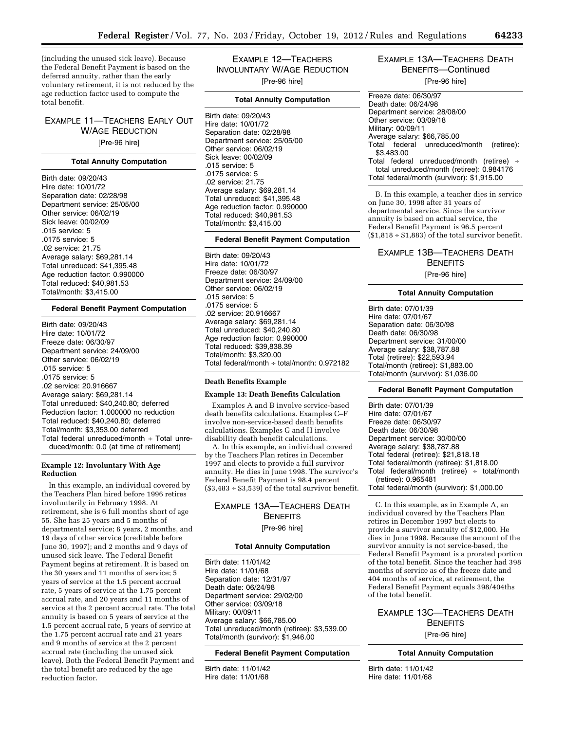(including the unused sick leave). Because the Federal Benefit Payment is based on the deferred annuity, rather than the early voluntary retirement, it is not reduced by the age reduction factor used to compute the total benefit.

### EXAMPLE 11—TEACHERS EARLY OUT W/AGE REDUCTION

[Pre-96 hire]

**Total Annuity Computation**

Birth date: 09/20/43
Hire date: 10/01/72
Separation date: 02/28/98
Department service: 25/05/00
Other service: 06/02/19
Sick leave: 00/02/09
.015 service: 5
.0175 service: 5
.02 service: 21.75
Average salary: $69,281.14
Total unreduced: $41,395.48
Age reduction factor: 0.990000
Total reduced: $40,981.53
Total/month: $3,415.00

**Federal Benefit Payment Computation**

Birth date: 09/20/43
Hire date: 10/01/72
Freeze date: 06/30/97
Department service: 24/09/00
Other service: 06/02/19
.015 service: 5
.0175 service: 5
.02 service: 20.916667
Average salary: $69,281.14
Total unreduced: $40,240.80; deferred
Reduction factor: 1.000000 no reduction
Total reduced: $40,240.80; deferred
Total/month: $3,353.00 deferred
Total federal unreduced/month ÷ Total unreduced/month: 0.0 (at time of retirement)

**Example 12: Involuntary With Age Reduction**

In this example, an individual covered by the Teachers Plan hired before 1996 retires involuntarily in February 1998. At retirement, she is 6 full months short of age 55. She has 25 years and 5 months of departmental service; 6 years, 2 months, and 19 days of other service (creditable before June 30, 1997); and 2 months and 9 days of unused sick leave. The Federal Benefit Payment begins at retirement. It is based on the 30 years and 11 months of service; 5 years of service at the 1.5 percent accrual rate, 5 years of service at the 1.75 percent accrual rate, and 20 years and 11 months of service at the 2 percent accrual rate. The total annuity is based on 5 years of service at the 1.5 percent accrual rate, 5 years of service at the 1.75 percent accrual rate and 21 years and 9 months of service at the 2 percent accrual rate (including the unused sick leave). Both the Federal Benefit Payment and the total benefit are reduced by the age reduction factor.

### EXAMPLE 12—TEACHERS INVOLUNTARY W/AGE REDUCTION

[Pre-96 hire]

**Total Annuity Computation**

Birth date: 09/20/43
Hire date: 10/01/72
Separation date: 02/28/98
Department service: 25/05/00
Other service: 06/02/19
Sick leave: 00/02/09
.015 service: 5
.0175 service: 5
.02 service: 21.75
Average salary: $69,281.14
Total unreduced: $41,395.48
Age reduction factor: 0.990000
Total reduced: $40,981.53
Total/month: $3,415.00

**Federal Benefit Payment Computation**

Birth date: 09/20/43
Hire date: 10/01/72
Freeze date: 06/30/97
Department service: 24/09/00
Other service: 06/02/19
.015 service: 5
.0175 service: 5
.02 service: 20.916667
Average salary: $69,281.14
Total unreduced: $40,240.80
Age reduction factor: 0.990000
Total reduced: $39,838.39
Total/month: $3,320.00
Total federal/month ÷ total/month: 0.972182

**Death Benefits Example**

**Example 13: Death Benefits Calculation**

Examples A and B involve service-based death benefits calculations. Examples C–F involve non-service-based death benefits calculations. Examples G and H involve disability death benefit calculations.

A. In this example, an individual covered by the Teachers Plan retires in December 1997 and elects to provide a full survivor annuity. He dies in June 1998. The survivor's Federal Benefit Payment is 98.4 percent ($3,483 ÷ $3,539) of the total survivor benefit.

### EXAMPLE 13A—TEACHERS DEATH BENEFITS

[Pre-96 hire]

**Total Annuity Computation**

Birth date: 11/01/42
Hire date: 11/01/68
Separation date: 12/31/97
Death date: 06/24/98
Department service: 29/02/00
Other service: 03/09/18
Military: 00/09/11
Average salary: $66,785.00
Total unreduced/month (retiree): $3,539.00
Total/month (survivor): $1,946.00

**Federal Benefit Payment Computation**

Birth date: 11/01/42
Hire date: 11/01/68
Freeze date: 06/30/97
Death date: 06/24/98
Department service: 28/08/00
Other service: 03/09/18
Military: 00/09/11
Average salary: $66,785.00
Total federal unreduced/month (retiree): $3,483.00
Total federal unreduced/month (retiree) ÷ total unreduced/month (retiree): 0.984176
Total federal/month (survivor): $1,915.00

B. In this example, a teacher dies in service on June 30, 1998 after 31 years of departmental service. Since the survivor annuity is based on actual service, the Federal Benefit Payment is 96.5 percent ($1,818 ÷ $1,883) of the total survivor benefit.

### EXAMPLE 13B—TEACHERS DEATH BENEFITS

[Pre-96 hire]

**Total Annuity Computation**

Birth date: 07/01/39
Hire date: 07/01/67
Separation date: 06/30/98
Death date: 06/30/98
Department service: 31/00/00
Average salary: $38,787.88
Total (retiree): $22,593.94
Total/month (retiree): $1,883.00
Total/month (survivor): $1,036.00

**Federal Benefit Payment Computation**

Birth date: 07/01/39
Hire date: 07/01/67
Freeze date: 06/30/97
Death date: 06/30/98
Department service: 30/00/00
Average salary: $38,787.88
Total federal (retiree): $21,818.18
Total federal/month (retiree): $1,818.00
Total federal/month (retiree) ÷ total/month (retiree): 0.965481
Total federal/month (survivor): $1,000.00

C. In this example, as in Example A, an individual covered by the Teachers Plan retires in December 1997 but elects to provide a survivor annuity of $12,000. He dies in June 1998. Because the amount of the survivor annuity is not service-based, the Federal Benefit Payment is a prorated portion of the total benefit. Since the teacher had 398 months of service as of the freeze date and 404 months of service, at retirement, the Federal Benefit Payment equals 398/404ths of the total benefit.

### EXAMPLE 13C—TEACHERS DEATH BENEFITS

[Pre-96 hire]

**Total Annuity Computation**

Birth date: 11/01/42
Hire date: 11/01/68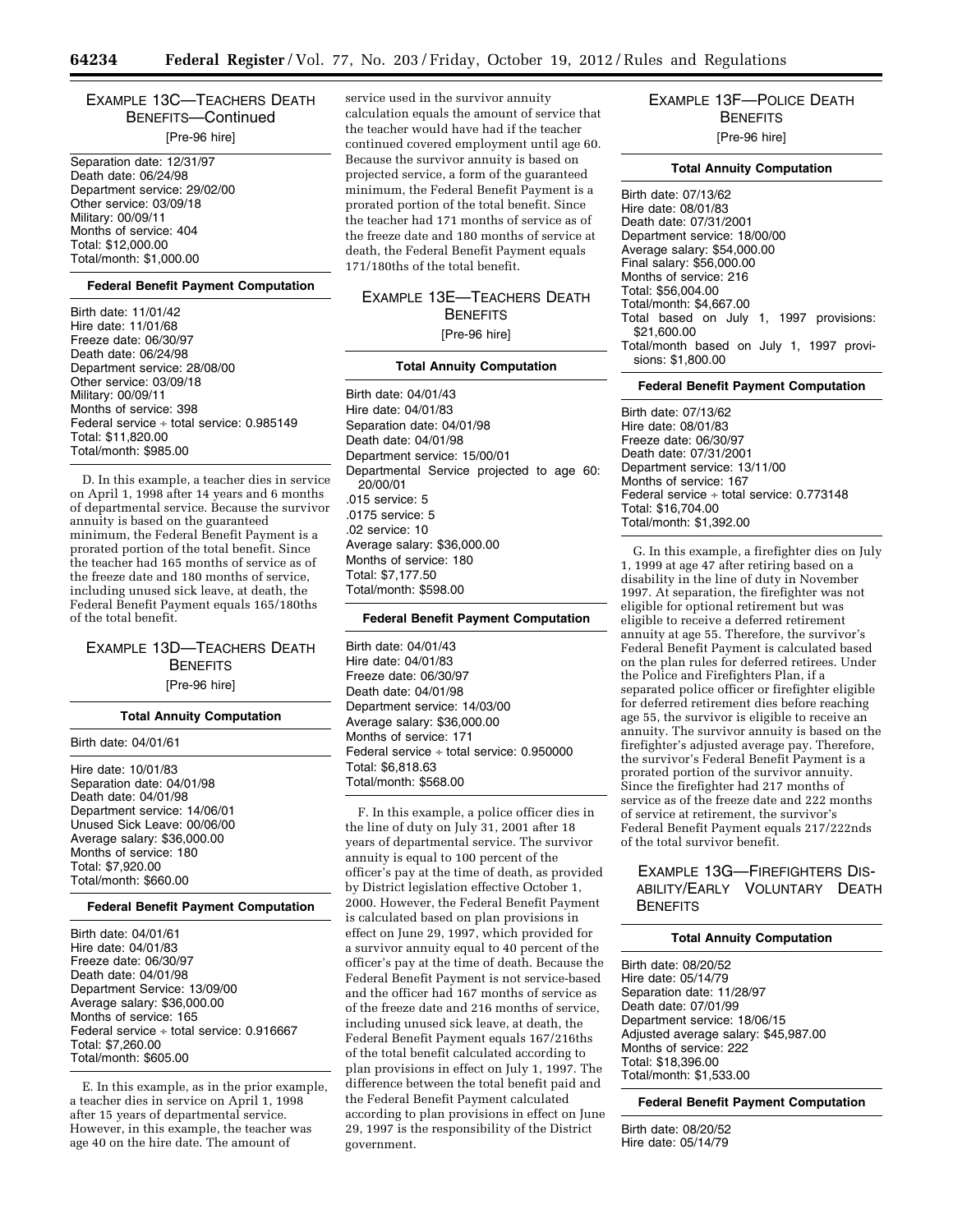## EXAMPLE 13C—TEACHERS DEATH BENEFITS—Continued

[Pre-96 hire]

Separation date: 12/31/97
Death date: 06/24/98
Department service: 29/02/00
Other service: 03/09/18
Military: 00/09/11
Months of service: 404
Total: $12,000.00
Total/month: $1,000.00

**Federal Benefit Payment Computation**

Birth date: 11/01/42
Hire date: 11/01/68
Freeze date: 06/30/97
Death date: 06/24/98
Department service: 28/08/00
Other service: 03/09/18
Military: 00/09/11
Months of service: 398
Federal service ÷ total service: 0.985149
Total: $11,820.00
Total/month: $985.00

D. In this example, a teacher dies in service on April 1, 1998 after 14 years and 6 months of departmental service. Because the survivor annuity is based on the guaranteed minimum, the Federal Benefit Payment is a prorated portion of the total benefit. Since the teacher had 165 months of service as of the freeze date and 180 months of service, including unused sick leave, at death, the Federal Benefit Payment equals 165/180ths of the total benefit.

## EXAMPLE 13D—TEACHERS DEATH BENEFITS

[Pre-96 hire]

**Total Annuity Computation**

Birth date: 04/01/61
Hire date: 10/01/83
Separation date: 04/01/98
Death date: 04/01/98
Department service: 14/06/01
Unused Sick Leave: 00/06/00
Average salary: $36,000.00
Months of service: 180
Total: $7,920.00
Total/month: $660.00

**Federal Benefit Payment Computation**

Birth date: 04/01/61
Hire date: 04/01/83
Freeze date: 06/30/97
Death date: 04/01/98
Department Service: 13/09/00
Average salary: $36,000.00
Months of service: 165
Federal service ÷ total service: 0.916667
Total: $7,260.00
Total/month: $605.00

E. In this example, as in the prior example, a teacher dies in service on April 1, 1998 after 15 years of departmental service. However, in this example, the teacher was age 40 on the hire date. The amount of service used in the survivor annuity calculation equals the amount of service that the teacher would have had if the teacher continued covered employment until age 60. Because the survivor annuity is based on projected service, a form of the guaranteed minimum, the Federal Benefit Payment is a prorated portion of the total benefit. Since the teacher had 171 months of service as of the freeze date and 180 months of service at death, the Federal Benefit Payment equals 171/180ths of the total benefit.

## EXAMPLE 13E—TEACHERS DEATH BENEFITS

[Pre-96 hire]

**Total Annuity Computation**

Birth date: 04/01/43
Hire date: 04/01/83
Separation date: 04/01/98
Death date: 04/01/98
Department service: 15/00/01
Departmental Service projected to age 60: 20/00/01
.015 service: 5
.0175 service: 5
.02 service: 10
Average salary: $36,000.00
Months of service: 180
Total: $7,177.50
Total/month: $598.00

**Federal Benefit Payment Computation**

Birth date: 04/01/43
Hire date: 04/01/83
Freeze date: 06/30/97
Death date: 04/01/98
Department service: 14/03/00
Average salary: $36,000.00
Months of service: 171
Federal service ÷ total service: 0.950000
Total: $6,818.63
Total/month: $568.00

F. In this example, a police officer dies in the line of duty on July 31, 2001 after 18 years of departmental service. The survivor annuity is equal to 100 percent of the officer's pay at the time of death, as provided by District legislation effective October 1, 2000. However, the Federal Benefit Payment is calculated based on plan provisions in effect on June 29, 1997, which provided for a survivor annuity equal to 40 percent of the officer's pay at the time of death. Because the Federal Benefit Payment is not service-based and the officer had 167 months of service as of the freeze date and 216 months of service, including unused sick leave, at death, the Federal Benefit Payment equals 167/216ths of the total benefit calculated according to plan provisions in effect on July 1, 1997. The difference between the total benefit paid and the Federal Benefit Payment calculated according to plan provisions in effect on June 29, 1997 is the responsibility of the District government.

## EXAMPLE 13F—POLICE DEATH BENEFITS

[Pre-96 hire]

**Total Annuity Computation**

Birth date: 07/13/62
Hire date: 08/01/83
Death date: 07/31/2001
Department service: 18/00/00
Average salary: $54,000.00
Final salary: $56,000.00
Months of service: 216
Total: $56,004.00
Total/month: $4,667.00
Total based on July 1, 1997 provisions: $21,600.00
Total/month based on July 1, 1997 provisions: $1,800.00

**Federal Benefit Payment Computation**

Birth date: 07/13/62
Hire date: 08/01/83
Freeze date: 06/30/97
Death date: 07/31/2001
Department service: 13/11/00
Months of service: 167
Federal service ÷ total service: 0.773148
Total: $16,704.00
Total/month: $1,392.00

G. In this example, a firefighter dies on July 1, 1999 at age 47 after retiring based on a disability in the line of duty in November 1997. At separation, the firefighter was not eligible for optional retirement but was eligible to receive a deferred retirement annuity at age 55. Therefore, the survivor's Federal Benefit Payment is calculated based on the plan rules for deferred retirees. Under the Police and Firefighters Plan, if a separated police officer or firefighter eligible for deferred retirement dies before reaching age 55, the survivor is eligible to receive an annuity. The survivor annuity is based on the firefighter's adjusted average pay. Therefore, the survivor's Federal Benefit Payment is a prorated portion of the survivor annuity. Since the firefighter had 217 months of service as of the freeze date and 222 months of service at retirement, the survivor's Federal Benefit Payment equals 217/222nds of the total survivor benefit.

## EXAMPLE 13G—FIREFIGHTERS DISABILITY/EARLY VOLUNTARY DEATH BENEFITS

**Total Annuity Computation**

Birth date: 08/20/52
Hire date: 05/14/79
Separation date: 11/28/97
Death date: 07/01/99
Department service: 18/06/15
Adjusted average salary: $45,987.00
Months of service: 222
Total: $18,396.00
Total/month: $1,533.00

**Federal Benefit Payment Computation**

Birth date: 08/20/52
Hire date: 05/14/79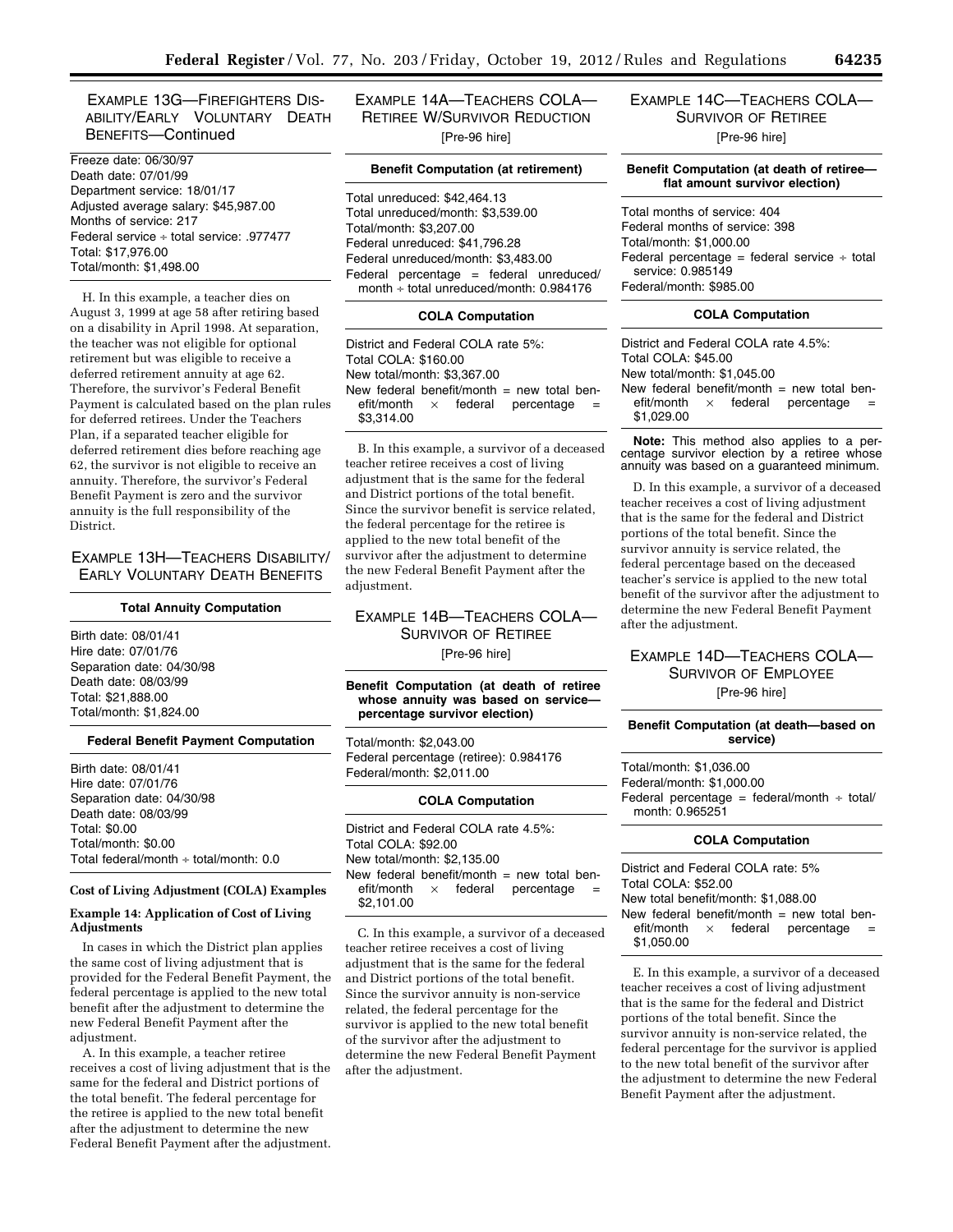### EXAMPLE 13G—FIREFIGHTERS DISABILITY/EARLY VOLUNTARY DEATH BENEFITS—Continued

Freeze date: 06/30/97
Death date: 07/01/99
Department service: 18/01/17
Adjusted average salary: $45,987.00
Months of service: 217
Federal service ÷ total service: .977477
Total: $17,976.00
Total/month: $1,498.00

H. In this example, a teacher dies on August 3, 1999 at age 58 after retiring based on a disability in April 1998. At separation, the teacher was not eligible for optional retirement but was eligible to receive a deferred retirement annuity at age 62. Therefore, the survivor's Federal Benefit Payment is calculated based on the plan rules for deferred retirees. Under the Teachers Plan, if a separated teacher eligible for deferred retirement dies before reaching age 62, the survivor is not eligible to receive an annuity. Therefore, the survivor's Federal Benefit Payment is zero and the survivor annuity is the full responsibility of the District.

### EXAMPLE 13H—TEACHERS DISABILITY/EARLY VOLUNTARY DEATH BENEFITS

**Total Annuity Computation**

Birth date: 08/01/41
Hire date: 07/01/76
Separation date: 04/30/98
Death date: 08/03/99
Total: $21,888.00
Total/month: $1,824.00

**Federal Benefit Payment Computation**

Birth date: 08/01/41
Hire date: 07/01/76
Separation date: 04/30/98
Death date: 08/03/99
Total: $0.00
Total/month: $0.00
Total federal/month ÷ total/month: 0.0

**Cost of Living Adjustment (COLA) Examples**

**Example 14: Application of Cost of Living Adjustments**

In cases in which the District plan applies the same cost of living adjustment that is provided for the Federal Benefit Payment, the federal percentage is applied to the new total benefit after the adjustment to determine the new Federal Benefit Payment after the adjustment.

A. In this example, a teacher retiree receives a cost of living adjustment that is the same for the federal and District portions of the total benefit. The federal percentage for the retiree is applied to the new total benefit after the adjustment to determine the new Federal Benefit Payment after the adjustment.

### EXAMPLE 14A—TEACHERS COLA—RETIREE W/SURVIVOR REDUCTION

[Pre-96 hire]

**Benefit Computation (at retirement)**

Total unreduced: $42,464.13
Total unreduced/month: $3,539.00
Total/month: $3,207.00
Federal unreduced: $41,796.28
Federal unreduced/month: $3,483.00
Federal percentage = federal unreduced/month ÷ total unreduced/month: 0.984176

**COLA Computation**

District and Federal COLA rate 5%:
Total COLA: $160.00
New total/month: $3,367.00
New federal benefit/month = new total benefit/month × federal percentage = $3,314.00

B. In this example, a survivor of a deceased teacher retiree receives a cost of living adjustment that is the same for the federal and District portions of the total benefit. Since the survivor benefit is service related, the federal percentage for the retiree is applied to the new total benefit of the survivor after the adjustment to determine the new Federal Benefit Payment after the adjustment.

### EXAMPLE 14B—TEACHERS COLA—SURVIVOR OF RETIREE

[Pre-96 hire]

**Benefit Computation (at death of retiree whose annuity was based on service—percentage survivor election)**

Total/month: $2,043.00
Federal percentage (retiree): 0.984176
Federal/month: $2,011.00

**COLA Computation**

District and Federal COLA rate 4.5%:
Total COLA: $92.00
New total/month: $2,135.00
New federal benefit/month = new total benefit/month × federal percentage = $2,101.00

C. In this example, a survivor of a deceased teacher retiree receives a cost of living adjustment that is the same for the federal and District portions of the total benefit. Since the survivor annuity is non-service related, the federal percentage for the survivor is applied to the new total benefit of the survivor after the adjustment to determine the new Federal Benefit Payment after the adjustment.

### EXAMPLE 14C—TEACHERS COLA—SURVIVOR OF RETIREE

[Pre-96 hire]

**Benefit Computation (at death of retiree—flat amount survivor election)**

Total months of service: 404
Federal months of service: 398
Total/month: $1,000.00
Federal percentage = federal service ÷ total service: 0.985149
Federal/month: $985.00

**COLA Computation**

District and Federal COLA rate 4.5%:
Total COLA: $45.00
New total/month: $1,045.00
New federal benefit/month = new total benefit/month × federal percentage = $1,029.00

**Note:** This method also applies to a percentage survivor election by a retiree whose annuity was based on a guaranteed minimum.

D. In this example, a survivor of a deceased teacher receives a cost of living adjustment that is the same for the federal and District portions of the total benefit. Since the survivor annuity is service related, the federal percentage based on the deceased teacher's service is applied to the new total benefit of the survivor after the adjustment to determine the new Federal Benefit Payment after the adjustment.

### EXAMPLE 14D—TEACHERS COLA—SURVIVOR OF EMPLOYEE

[Pre-96 hire]

**Benefit Computation (at death—based on service)**

Total/month: $1,036.00
Federal/month: $1,000.00
Federal percentage = federal/month ÷ total/month: 0.965251

**COLA Computation**

District and Federal COLA rate: 5%
Total COLA: $52.00
New total benefit/month: $1,088.00
New federal benefit/month = new total benefit/month × federal percentage = $1,050.00

E. In this example, a survivor of a deceased teacher receives a cost of living adjustment that is the same for the federal and District portions of the total benefit. Since the survivor annuity is non-service related, the federal percentage for the survivor is applied to the new total benefit of the survivor after the adjustment to determine the new Federal Benefit Payment after the adjustment.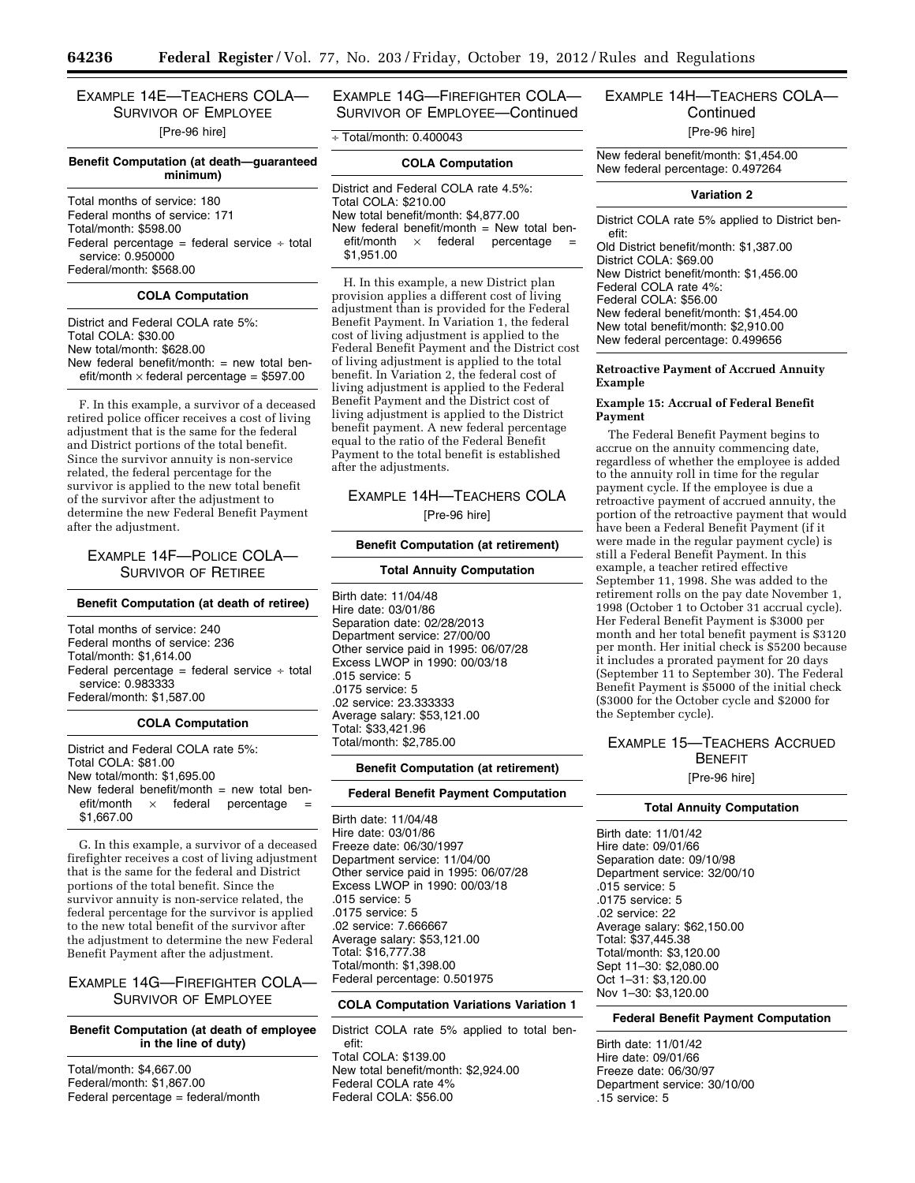### EXAMPLE 14E—TEACHERS COLA—SURVIVOR OF EMPLOYEE

[Pre-96 hire]

| Benefit Computation (at death—guaranteed minimum) |
|---|
| Total months of service: 180 |
| Federal months of service: 171 |
| Total/month: $598.00 |
| Federal percentage = federal service ÷ total service: 0.950000 |
| Federal/month: $568.00 |
| **COLA Computation** |
| District and Federal COLA rate 5%: |
| Total COLA: $30.00 |
| New total/month: $628.00 |
| New federal benefit/month: = new total benefit/month × federal percentage = $597.00 |

F. In this example, a survivor of a deceased retired police officer receives a cost of living adjustment that is the same for the federal and District portions of the total benefit. Since the survivor annuity is non-service related, the federal percentage for the survivor is applied to the new total benefit of the survivor after the adjustment to determine the new Federal Benefit Payment after the adjustment.

### EXAMPLE 14F—POLICE COLA—SURVIVOR OF RETIREE

| Benefit Computation (at death of retiree) |
|---|
| Total months of service: 240 |
| Federal months of service: 236 |
| Total/month: $1,614.00 |
| Federal percentage = federal service ÷ total service: 0.983333 |
| Federal/month: $1,587.00 |
| **COLA Computation** |
| District and Federal COLA rate 5%: |
| Total COLA: $81.00 |
| New total/month: $1,695.00 |
| New federal benefit/month = new total benefit/month × federal percentage = $1,667.00 |

G. In this example, a survivor of a deceased firefighter receives a cost of living adjustment that is the same for the federal and District portions of the total benefit. Since the survivor annuity is non-service related, the federal percentage for the survivor is applied to the new total benefit of the survivor after the adjustment to determine the new Federal Benefit Payment after the adjustment.

### EXAMPLE 14G—FIREFIGHTER COLA—SURVIVOR OF EMPLOYEE

| Benefit Computation (at death of employee in the line of duty) |
|---|
| Total/month: $4,667.00 |
| Federal/month: $1,867.00 |
| Federal percentage = federal/month ÷ Total/month: 0.400043 |
| **COLA Computation** |
| District and Federal COLA rate 4.5%: |
| Total COLA: $210.00 |
| New total benefit/month: $4,877.00 |
| New federal benefit/month = New total benefit/month × federal percentage = $1,951.00 |

H. In this example, a new District plan provision applies a different cost of living adjustment than is provided for the Federal Benefit Payment. In Variation 1, the federal cost of living adjustment is applied to the Federal Benefit Payment and the District cost of living adjustment is applied to the total benefit. In Variation 2, the federal cost of living adjustment is applied to the Federal Benefit Payment and the District cost of living adjustment is applied to the District benefit payment. A new federal percentage equal to the ratio of the Federal Benefit Payment to the total benefit is established after the adjustments.

### EXAMPLE 14H—TEACHERS COLA

[Pre-96 hire]

| Benefit Computation (at retirement) |
|---|
| **Total Annuity Computation** |
| Birth date: 11/04/48 |
| Hire date: 03/01/86 |
| Separation date: 02/28/2013 |
| Department service: 27/00/00 |
| Other service paid in 1995: 06/07/28 |
| Excess LWOP in 1990: 00/03/18 |
| .015 service: 5 |
| .0175 service: 5 |
| .02 service: 23.333333 |
| Average salary: $53,121.00 |
| Total: $33,421.96 |
| Total/month: $2,785.00 |
| **Benefit Computation (at retirement)** |
| **Federal Benefit Payment Computation** |
| Birth date: 11/04/48 |
| Hire date: 03/01/86 |
| Freeze date: 06/30/1997 |
| Department service: 11/04/00 |
| Other service paid in 1995: 06/07/28 |
| Excess LWOP in 1990: 00/03/18 |
| .015 service: 5 |
| .0175 service: 5 |
| .02 service: 7.666667 |
| Average salary: $53,121.00 |
| Total: $16,777.38 |
| Total/month: $1,398.00 |
| Federal percentage: 0.501975 |
| **COLA Computation Variations Variation 1** |
| District COLA rate 5% applied to total benefit: |
| Total COLA: $139.00 |
| New total benefit/month: $2,924.00 |
| Federal COLA rate 4% |
| Federal COLA: $56.00 |
| New federal benefit/month: $1,454.00 |
| New federal percentage: 0.497264 |
| **Variation 2** |
| District COLA rate 5% applied to District benefit: |
| Old District benefit/month: $1,387.00 |
| District COLA: $69.00 |
| New District benefit/month: $1,456.00 |
| Federal COLA rate 4%: |
| Federal COLA: $56.00 |
| New federal benefit/month: $1,454.00 |
| New total benefit/month: $2,910.00 |
| New federal percentage: 0.499656 |

**Retroactive Payment of Accrued Annuity Example**

**Example 15: Accrual of Federal Benefit Payment**

The Federal Benefit Payment begins to accrue on the annuity commencing date, regardless of whether the employee is added to the annuity roll in time for the regular payment cycle. If the employee is due a retroactive payment of accrued annuity, the portion of the retroactive payment that would have been a Federal Benefit Payment (if it were made in the regular payment cycle) is still a Federal Benefit Payment. In this example, a teacher retired effective September 11, 1998. She was added to the retirement rolls on the pay date November 1, 1998 (October 1 to October 31 accrual cycle). Her Federal Benefit Payment is $3000 per month and her total benefit payment is $3120 per month. Her initial check is $5200 because it includes a prorated payment for 20 days (September 11 to September 30). The Federal Benefit Payment is $5000 of the initial check ($3000 for the October cycle and $2000 for the September cycle).

### EXAMPLE 15—TEACHERS ACCRUED BENEFIT

[Pre-96 hire]

| Total Annuity Computation |
|---|
| Birth date: 11/01/42 |
| Hire date: 09/01/66 |
| Separation date: 09/10/98 |
| Department service: 32/00/10 |
| .015 service: 5 |
| .0175 service: 5 |
| .02 service: 22 |
| Average salary: $62,150.00 |
| Total: $37,445.38 |
| Total/month: $3,120.00 |
| Sept 11–30: $2,080.00 |
| Oct 1–31: $3,120.00 |
| Nov 1–30: $3,120.00 |
| **Federal Benefit Payment Computation** |
| Birth date: 11/01/42 |
| Hire date: 09/01/66 |
| Freeze date: 06/30/97 |
| Department service: 30/10/00 |
| .15 service: 5 |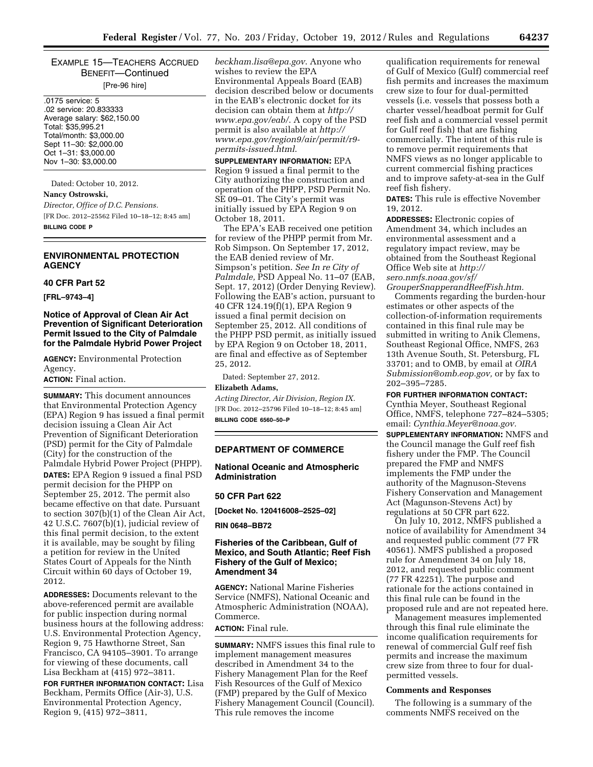EXAMPLE 15—TEACHERS ACCRUED BENEFIT—Continued

[Pre-96 hire]

| |
|---|
| .0175 service: 5 |
| .02 service: 20.833333 |
| Average salary: $62,150.00 |
| Total: $35,995.21 |
| Total/month: $3,000.00 |
| Sept 11–30: $2,000.00 |
| Oct 1–31: $3,000.00 |
| Nov 1–30: $3,000.00 |

Dated: October 10, 2012.

**Nancy Ostrowski,**

*Director, Office of D.C. Pensions.*

[FR Doc. 2012–25562 Filed 10–18–12; 8:45 am]

**BILLING CODE P**

---

## ENVIRONMENTAL PROTECTION AGENCY

### 40 CFR Part 52

**[FRL–9743–4]**

### Notice of Approval of Clean Air Act Prevention of Significant Deterioration Permit Issued to the City of Palmdale for the Palmdale Hybrid Power Project

**AGENCY:** Environmental Protection Agency.

**ACTION:** Final action.

**SUMMARY:** This document announces that Environmental Protection Agency (EPA) Region 9 has issued a final permit decision issuing a Clean Air Act Prevention of Significant Deterioration (PSD) permit for the City of Palmdale (City) for the construction of the Palmdale Hybrid Power Project (PHPP).

**DATES:** EPA Region 9 issued a final PSD permit decision for the PHPP on September 25, 2012. The permit also became effective on that date. Pursuant to section 307(b)(1) of the Clean Air Act, 42 U.S.C. 7607(b)(1), judicial review of this final permit decision, to the extent it is available, may be sought by filing a petition for review in the United States Court of Appeals for the Ninth Circuit within 60 days of October 19, 2012.

**ADDRESSES:** Documents relevant to the above-referenced permit are available for public inspection during normal business hours at the following address: U.S. Environmental Protection Agency, Region 9, 75 Hawthorne Street, San Francisco, CA 94105–3901. To arrange for viewing of these documents, call Lisa Beckham at (415) 972–3811.

**FOR FURTHER INFORMATION CONTACT:** Lisa Beckham, Permits Office (Air-3), U.S. Environmental Protection Agency, Region 9, (415) 972–3811, *beckham.lisa@epa.gov*. Anyone who wishes to review the EPA Environmental Appeals Board (EAB) decision described below or documents in the EAB's electronic docket for its decision can obtain them at *http://www.epa.gov/eab/*. A copy of the PSD permit is also available at *http://www.epa.gov/region9/air/permit/r9-permits-issued.html*.

**SUPPLEMENTARY INFORMATION:** EPA Region 9 issued a final permit to the City authorizing the construction and operation of the PHPP, PSD Permit No. SE 09–01. The City's permit was initially issued by EPA Region 9 on October 18, 2011.

The EPA's EAB received one petition for review of the PHPP permit from Mr. Rob Simpson. On September 17, 2012, the EAB denied review of Mr. Simpson's petition. *See In re City of Palmdale,* PSD Appeal No. 11–07 (EAB, Sept. 17, 2012) (Order Denying Review). Following the EAB's action, pursuant to 40 CFR 124.19(f)(1), EPA Region 9 issued a final permit decision on September 25, 2012. All conditions of the PHPP PSD permit, as initially issued by EPA Region 9 on October 18, 2011, are final and effective as of September 25, 2012.

Dated: September 27, 2012.

**Elizabeth Adams,**

*Acting Director, Air Division, Region IX.*

[FR Doc. 2012–25796 Filed 10–18–12; 8:45 am]

**BILLING CODE 6560–50–P**

---

## DEPARTMENT OF COMMERCE

### National Oceanic and Atmospheric Administration

### 50 CFR Part 622

**[Docket No. 120416008–2525–02]**

**RIN 0648–BB72**

### Fisheries of the Caribbean, Gulf of Mexico, and South Atlantic; Reef Fish Fishery of the Gulf of Mexico; Amendment 34

**AGENCY:** National Marine Fisheries Service (NMFS), National Oceanic and Atmospheric Administration (NOAA), Commerce.

**ACTION:** Final rule.

**SUMMARY:** NMFS issues this final rule to implement management measures described in Amendment 34 to the Fishery Management Plan for the Reef Fish Resources of the Gulf of Mexico (FMP) prepared by the Gulf of Mexico Fishery Management Council (Council). This rule removes the income qualification requirements for renewal of Gulf of Mexico (Gulf) commercial reef fish permits and increases the maximum crew size to four for dual-permitted vessels (i.e. vessels that possess both a charter vessel/headboat permit for Gulf reef fish and a commercial vessel permit for Gulf reef fish) that are fishing commercially. The intent of this rule is to remove permit requirements that NMFS views as no longer applicable to current commercial fishing practices and to improve safety-at-sea in the Gulf reef fish fishery.

**DATES:** This rule is effective November 19, 2012.

**ADDRESSES:** Electronic copies of Amendment 34, which includes an environmental assessment and a regulatory impact review, may be obtained from the Southeast Regional Office Web site at *http://sero.nmfs.noaa.gov/sf/GrouperSnapperandReefFish.htm.*

Comments regarding the burden-hour estimates or other aspects of the collection-of-information requirements contained in this final rule may be submitted in writing to Anik Clemens, Southeast Regional Office, NMFS, 263 13th Avenue South, St. Petersburg, FL 33701; and to OMB, by email at *OIRA Submission@omb.eop.gov,* or by fax to 202–395–7285.

**FOR FURTHER INFORMATION CONTACT:** Cynthia Meyer, Southeast Regional Office, NMFS, telephone 727–824–5305; email: *Cynthia.Meyer@noaa.gov.*

**SUPPLEMENTARY INFORMATION:** NMFS and the Council manage the Gulf reef fish fishery under the FMP. The Council prepared the FMP and NMFS implements the FMP under the authority of the Magnuson-Stevens Fishery Conservation and Management Act (Magunson-Stevens Act) by regulations at 50 CFR part 622.

On July 10, 2012, NMFS published a notice of availability for Amendment 34 and requested public comment (77 FR 40561). NMFS published a proposed rule for Amendment 34 on July 18, 2012, and requested public comment (77 FR 42251). The purpose and rationale for the actions contained in this final rule can be found in the proposed rule and are not repeated here.

Management measures implemented through this final rule eliminate the income qualification requirements for renewal of commercial Gulf reef fish permits and increase the maximum crew size from three to four for dual-permitted vessels.

#### Comments and Responses

The following is a summary of the comments NMFS received on the